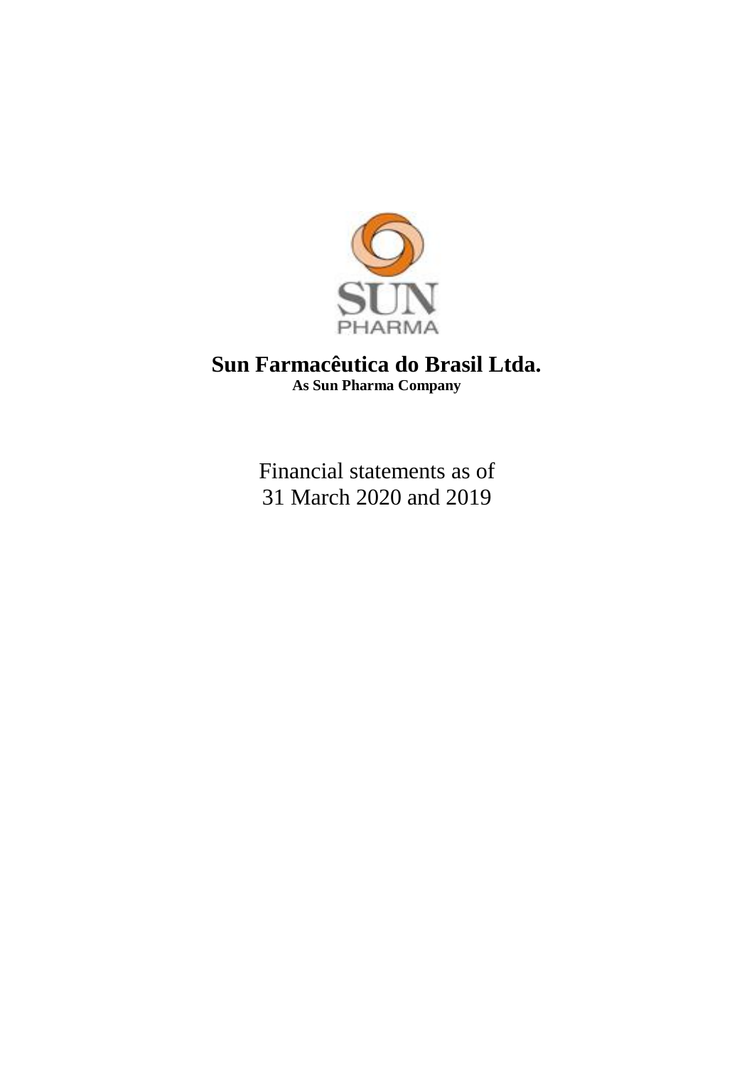SUN
PHARMA

# Sun Farmacêutica do Brasil Ltda.

**As Sun Pharma Company**

Financial statements as of
31 March 2020 and 2019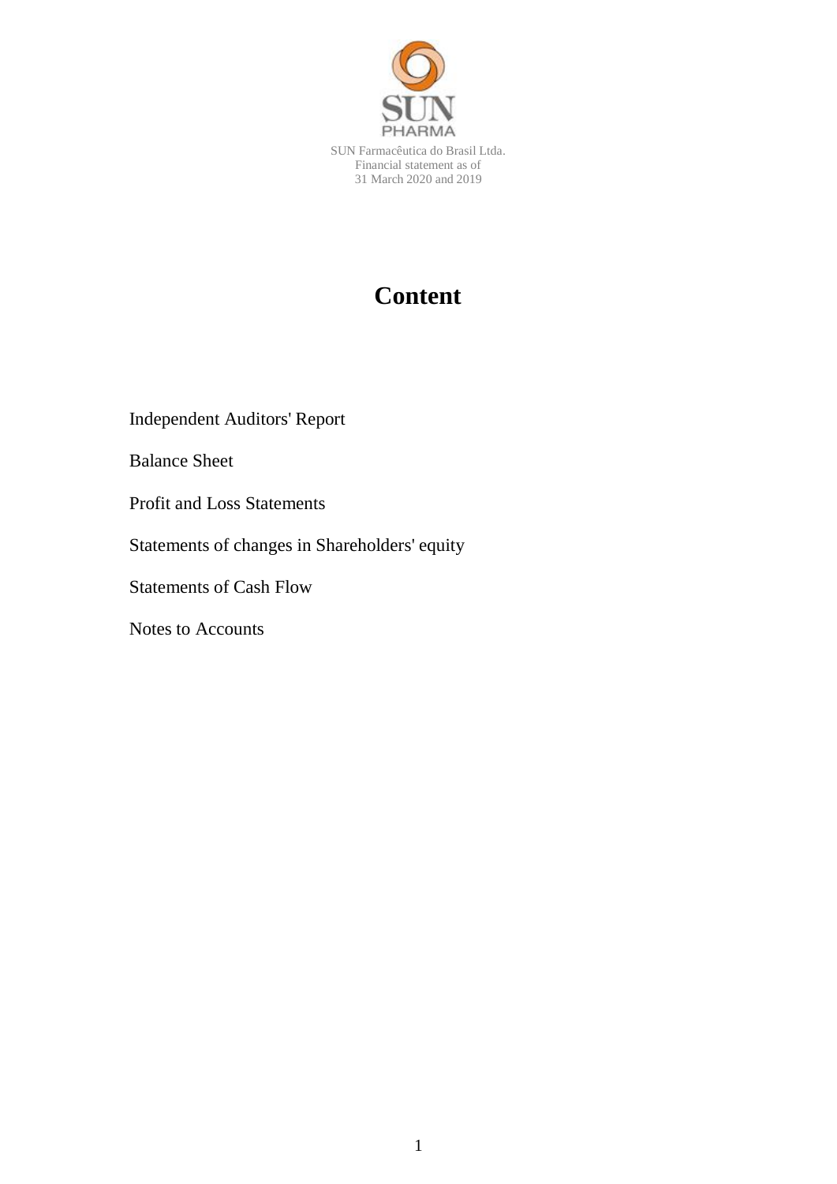SUN Farmacêutica do Brasil Ltda.
Financial statement as of
31 March 2020 and 2019

# Content

Independent Auditors' Report

Balance Sheet

Profit and Loss Statements

Statements of changes in Shareholders' equity

Statements of Cash Flow

Notes to Accounts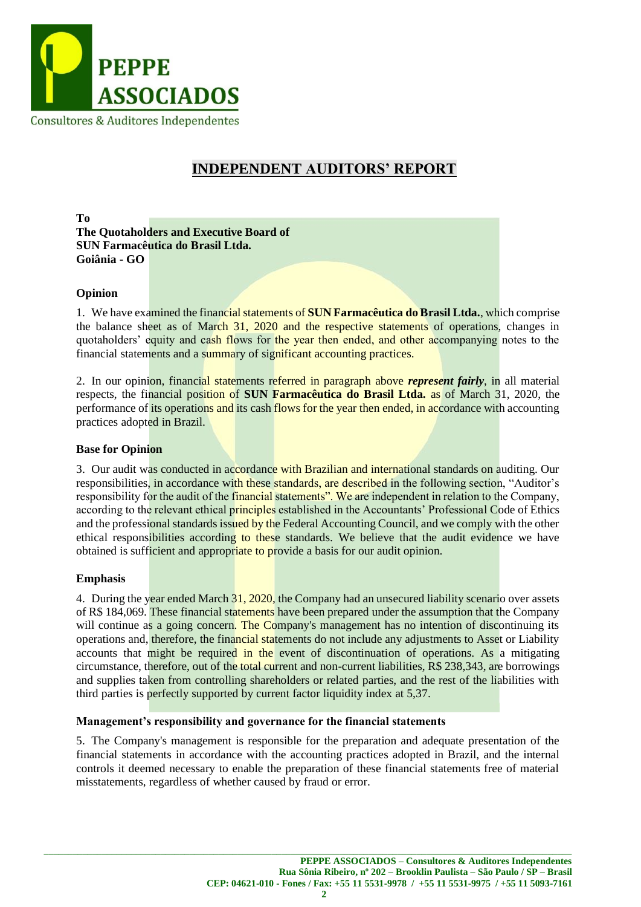PEPPE ASSOCIADOS
Consultores & Auditores Independentes

# INDEPENDENT AUDITORS' REPORT

**To**
**The Quotaholders and Executive Board of**
**SUN Farmacêutica do Brasil Ltda.**
**Goiânia - GO**

### Opinion

1. We have examined the financial statements of **SUN Farmacêutica do Brasil Ltda.**, which comprise the balance sheet as of March 31, 2020 and the respective statements of operations, changes in quotaholders' equity and cash flows for the year then ended, and other accompanying notes to the financial statements and a summary of significant accounting practices.

2. In our opinion, financial statements referred in paragraph above ***represent fairly***, in all material respects, the financial position of **SUN Farmacêutica do Brasil Ltda.** as of March 31, 2020, the performance of its operations and its cash flows for the year then ended, in accordance with accounting practices adopted in Brazil.

### Base for Opinion

3. Our audit was conducted in accordance with Brazilian and international standards on auditing. Our responsibilities, in accordance with these standards, are described in the following section, "Auditor's responsibility for the audit of the financial statements". We are independent in relation to the Company, according to the relevant ethical principles established in the Accountants' Professional Code of Ethics and the professional standards issued by the Federal Accounting Council, and we comply with the other ethical responsibilities according to these standards. We believe that the audit evidence we have obtained is sufficient and appropriate to provide a basis for our audit opinion.

### Emphasis

4. During the year ended March 31, 2020, the Company had an unsecured liability scenario over assets of R$ 184,069. These financial statements have been prepared under the assumption that the Company will continue as a going concern. The Company's management has no intention of discontinuing its operations and, therefore, the financial statements do not include any adjustments to Asset or Liability accounts that might be required in the event of discontinuation of operations. As a mitigating circumstance, therefore, out of the total current and non-current liabilities, R$ 238,343, are borrowings and supplies taken from controlling shareholders or related parties, and the rest of the liabilities with third parties is perfectly supported by current factor liquidity index at 5,37.

### Management's responsibility and governance for the financial statements

5. The Company's management is responsible for the preparation and adequate presentation of the financial statements in accordance with the accounting practices adopted in Brazil, and the internal controls it deemed necessary to enable the preparation of these financial statements free of material misstatements, regardless of whether caused by fraud or error.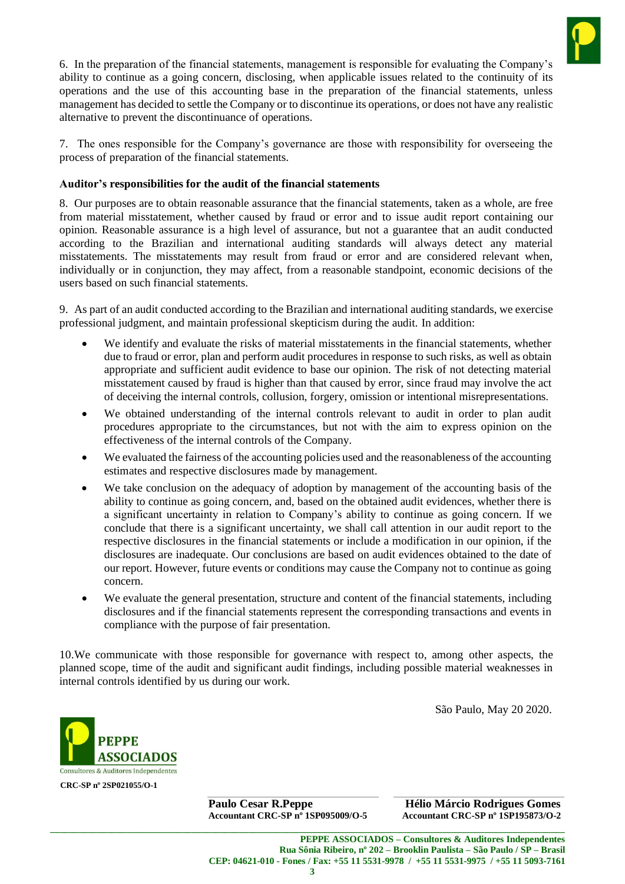6. In the preparation of the financial statements, management is responsible for evaluating the Company's ability to continue as a going concern, disclosing, when applicable issues related to the continuity of its operations and the use of this accounting base in the preparation of the financial statements, unless management has decided to settle the Company or to discontinue its operations, or does not have any realistic alternative to prevent the discontinuance of operations.

7. The ones responsible for the Company's governance are those with responsibility for overseeing the process of preparation of the financial statements.

**Auditor's responsibilities for the audit of the financial statements**

8. Our purposes are to obtain reasonable assurance that the financial statements, taken as a whole, are free from material misstatement, whether caused by fraud or error and to issue audit report containing our opinion. Reasonable assurance is a high level of assurance, but not a guarantee that an audit conducted according to the Brazilian and international auditing standards will always detect any material misstatements. The misstatements may result from fraud or error and are considered relevant when, individually or in conjunction, they may affect, from a reasonable standpoint, economic decisions of the users based on such financial statements.

9. As part of an audit conducted according to the Brazilian and international auditing standards, we exercise professional judgment, and maintain professional skepticism during the audit. In addition:

- We identify and evaluate the risks of material misstatements in the financial statements, whether due to fraud or error, plan and perform audit procedures in response to such risks, as well as obtain appropriate and sufficient audit evidence to base our opinion. The risk of not detecting material misstatement caused by fraud is higher than that caused by error, since fraud may involve the act of deceiving the internal controls, collusion, forgery, omission or intentional misrepresentations.
- We obtained understanding of the internal controls relevant to audit in order to plan audit procedures appropriate to the circumstances, but not with the aim to express opinion on the effectiveness of the internal controls of the Company.
- We evaluated the fairness of the accounting policies used and the reasonableness of the accounting estimates and respective disclosures made by management.
- We take conclusion on the adequacy of adoption by management of the accounting basis of the ability to continue as going concern, and, based on the obtained audit evidences, whether there is a significant uncertainty in relation to Company's ability to continue as going concern. If we conclude that there is a significant uncertainty, we shall call attention in our audit report to the respective disclosures in the financial statements or include a modification in our opinion, if the disclosures are inadequate. Our conclusions are based on audit evidences obtained to the date of our report. However, future events or conditions may cause the Company not to continue as going concern.
- We evaluate the general presentation, structure and content of the financial statements, including disclosures and if the financial statements represent the corresponding transactions and events in compliance with the purpose of fair presentation.

10.We communicate with those responsible for governance with respect to, among other aspects, the planned scope, time of the audit and significant audit findings, including possible material weaknesses in internal controls identified by us during our work.

São Paulo, May 20 2020.

PEPPE ASSOCIADOS
Consultores & Auditores Independentes

**CRC-SP nº 2SP021055/O-1**

**Paulo Cesar R.Peppe**
**Accountant CRC-SP nº 1SP095009/O-5**

**Hélio Márcio Rodrigues Gomes**
**Accountant CRC-SP nº 1SP195873/O-2**

**PEPPE ASSOCIADOS – Consultores & Auditores Independentes**
**Rua Sônia Ribeiro, nº 202 – Brooklin Paulista – São Paulo / SP – Brasil**
**CEP: 04621-010 - Fones / Fax: +55 11 5531-9978 / +55 11 5531-9975 / +55 11 5093-7161**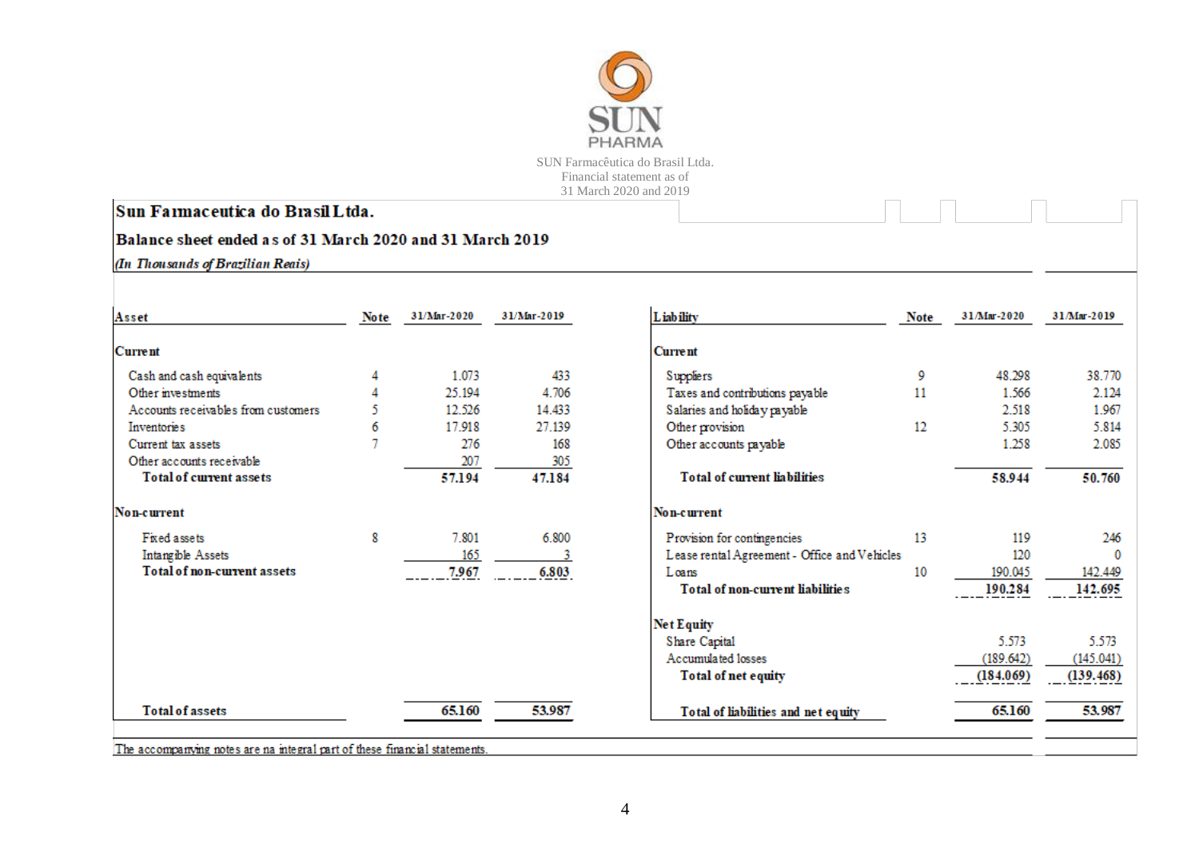SUN Farmacêutica do Brasil Ltda.
Financial statement as of
31 March 2020 and 2019

# Sun Farmaceutica do Brasil Ltda.

## Balance sheet ended as of 31 March 2020 and 31 March 2019

*(In Thousands of Brazilian Reais)*

| Asset | Note | 31/Mar-2020 | 31/Mar-2019 |
|---|---|---|---|
| **Current** | | | |
| Cash and cash equivalents | 4 | 1.073 | 433 |
| Other investments | 4 | 25.194 | 4.706 |
| Accounts receivables from customers | 5 | 12.526 | 14.433 |
| Inventories | 6 | 17.918 | 27.139 |
| Current tax assets | 7 | 276 | 168 |
| Other accounts receivable | | 207 | 305 |
| **Total of current assets** | | **57.194** | **47.184** |
| **Non-current** | | | |
| Fixed assets | 8 | 7.801 | 6.800 |
| Intangible Assets | | 165 | 3 |
| **Total of non-current assets** | | **7.967** | **6.803** |
| **Total of assets** | | **65.160** | **53.987** |

| Liability | Note | 31/Mar-2020 | 31/Mar-2019 |
|---|---|---|---|
| **Current** | | | |
| Suppliers | 9 | 48.298 | 38.770 |
| Taxes and contributions payable | 11 | 1.566 | 2.124 |
| Salaries and holiday payable | | 2.518 | 1.967 |
| Other provision | 12 | 5.305 | 5.814 |
| Other accounts payable | | 1.258 | 2.085 |
| **Total of current liabilities** | | **58.944** | **50.760** |
| **Non-current** | | | |
| Provision for contingencies | 13 | 119 | 246 |
| Lease rental Agreement - Office and Vehicles | | 120 | 0 |
| Loans | 10 | 190.045 | 142.449 |
| **Total of non-current liabilities** | | **190.284** | **142.695** |
| **Net Equity** | | | |
| Share Capital | | 5.573 | 5.573 |
| Accumulated losses | | (189.642) | (145.041) |
| **Total of net equity** | | **(184.069)** | **(139.468)** |
| **Total of liabilities and net equity** | | **65.160** | **53.987** |

The accompanying notes are na integral part of these financial statements.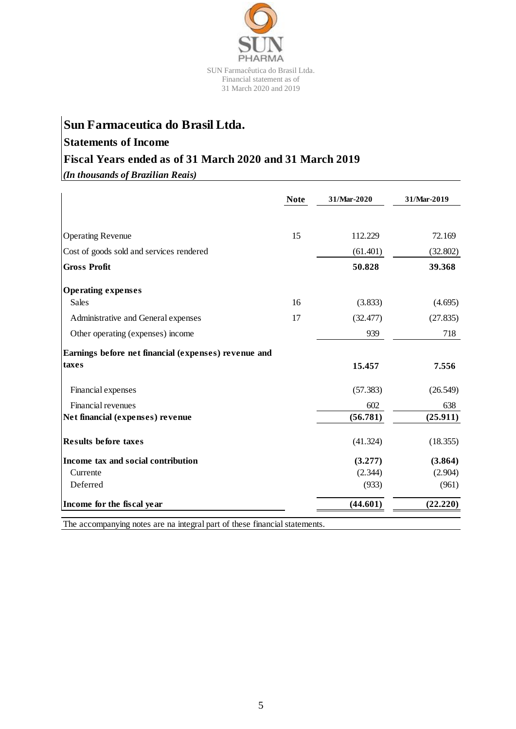# Sun Farmaceutica do Brasil Ltda.

## Statements of Income

## Fiscal Years ended as of 31 March 2020 and 31 March 2019

*(In thousands of Brazilian Reais)*

| | Note | 31/Mar-2020 | 31/Mar-2019 |
|---|---|---|---|
| Operating Revenue | 15 | 112.229 | 72.169 |
| Cost of goods sold and services rendered | | (61.401) | (32.802) |
| **Gross Profit** | | **50.828** | **39.368** |
| **Operating expenses** | | | |
| Sales | 16 | (3.833) | (4.695) |
| Administrative and General expenses | 17 | (32.477) | (27.835) |
| Other operating (expenses) income | | 939 | 718 |
| **Earnings before net financial (expenses) revenue and taxes** | | **15.457** | **7.556** |
| Financial expenses | | (57.383) | (26.549) |
| Financial revenues | | 602 | 638 |
| **Net financial (expenses) revenue** | | **(56.781)** | **(25.911)** |
| **Results before taxes** | | (41.324) | (18.355) |
| **Income tax and social contribution** | | **(3.277)** | **(3.864)** |
| Currente | | (2.344) | (2.904) |
| Deferred | | (933) | (961) |
| **Income for the fiscal year** | | **(44.601)** | **(22.220)** |

The accompanying notes are na integral part of these financial statements.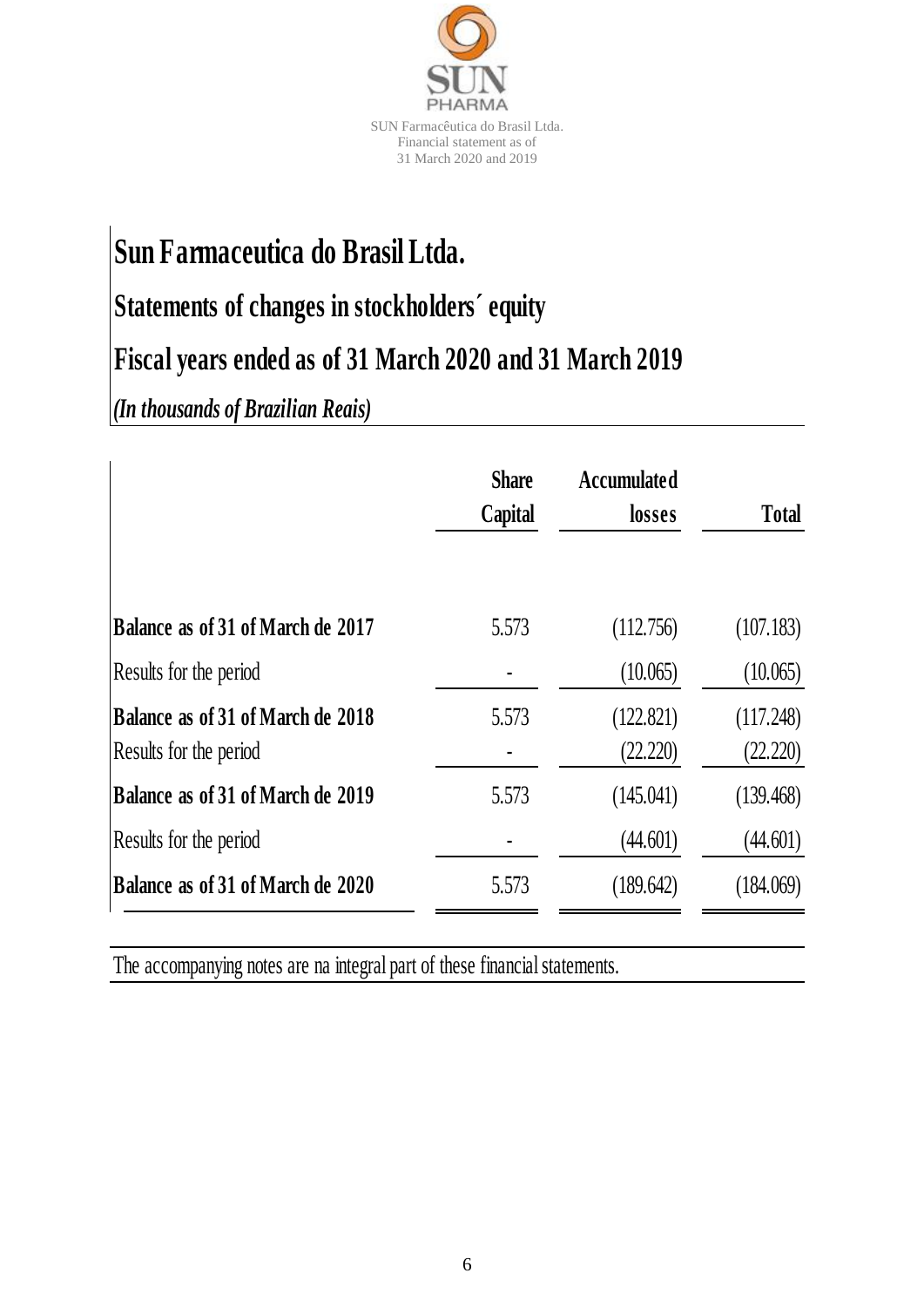# Sun Farmaceutica do Brasil Ltda.

## Statements of changes in stockholders´ equity

## Fiscal years ended as of 31 March 2020 and 31 March 2019

*(In thousands of Brazilian Reais)*

| | Share Capital | Accumulated losses | Total |
|---|---|---|---|
| **Balance as of 31 of March de 2017** | 5.573 | (112.756) | (107.183) |
| Results for the period | - | (10.065) | (10.065) |
| **Balance as of 31 of March de 2018** | 5.573 | (122.821) | (117.248) |
| Results for the period | - | (22.220) | (22.220) |
| **Balance as of 31 of March de 2019** | 5.573 | (145.041) | (139.468) |
| Results for the period | - | (44.601) | (44.601) |
| **Balance as of 31 of March de 2020** | 5.573 | (189.642) | (184.069) |

The accompanying notes are na integral part of these financial statements.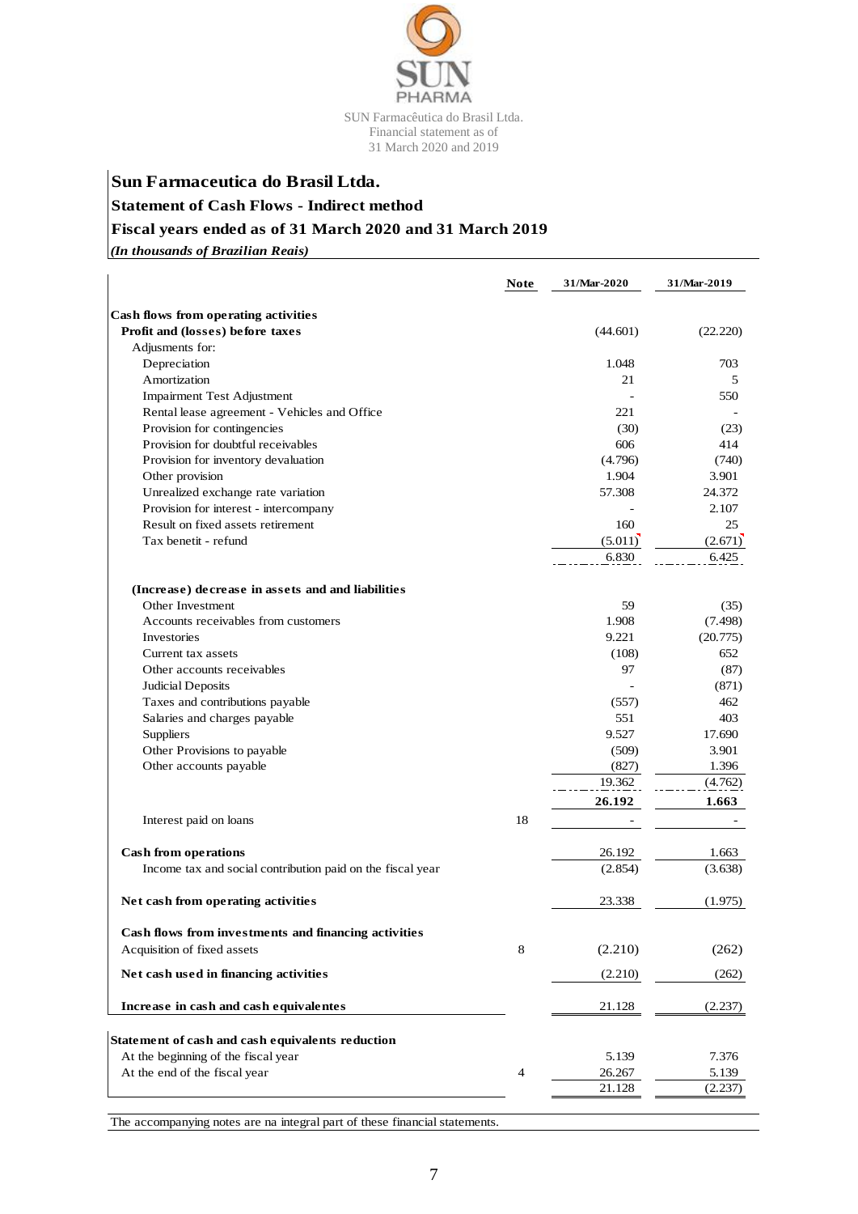SUN Farmacêutica do Brasil Ltda.
Financial statement as of
31 March 2020 and 2019

# Sun Farmaceutica do Brasil Ltda.

## Statement of Cash Flows - Indirect method

## Fiscal years ended as of 31 March 2020 and 31 March 2019

***(In thousands of Brazilian Reais)***

| | Note | 31/Mar-2020 | 31/Mar-2019 |
|---|---|---|---|
| **Cash flows from operating activities** | | | |
| **Profit and (losses) before taxes** | | (44.601) | (22.220) |
| Adjusments for: | | | |
| Depreciation | | 1.048 | 703 |
| Amortization | | 21 | 5 |
| Impairment Test Adjustment | | - | 550 |
| Rental lease agreement - Vehicles and Office | | 221 | - |
| Provision for contingencies | | (30) | (23) |
| Provision for doubtful receivables | | 606 | 414 |
| Provision for inventory devaluation | | (4.796) | (740) |
| Other provision | | 1.904 | 3.901 |
| Unrealized exchange rate variation | | 57.308 | 24.372 |
| Provision for interest - intercompany | | - | 2.107 |
| Result on fixed assets retirement | | 160 | 25 |
| Tax benetit - refund | | (5.011) | (2.671) |
| | | 6.830 | 6.425 |
| **(Increase) decrease in assets and and liabilities** | | | |
| Other Investment | | 59 | (35) |
| Accounts receivables from customers | | 1.908 | (7.498) |
| Investories | | 9.221 | (20.775) |
| Current tax assets | | (108) | 652 |
| Other accounts receivables | | 97 | (87) |
| Judicial Deposits | | - | (871) |
| Taxes and contributions payable | | (557) | 462 |
| Salaries and charges payable | | 551 | 403 |
| Suppliers | | 9.527 | 17.690 |
| Other Provisions to payable | | (509) | 3.901 |
| Other accounts payable | | (827) | 1.396 |
| | | 19.362 | (4.762) |
| | | **26.192** | **1.663** |
| Interest paid on loans | 18 | - | - |
| **Cash from operations** | | 26.192 | 1.663 |
| Income tax and social contribution paid on the fiscal year | | (2.854) | (3.638) |
| **Net cash from operating activities** | | 23.338 | (1.975) |
| **Cash flows from investments and financing activities** | | | |
| Acquisition of fixed assets | 8 | (2.210) | (262) |
| **Net cash used in financing activities** | | (2.210) | (262) |
| **Increase in cash and cash equivalentes** | | 21.128 | (2.237) |
| **Statement of cash and cash equivalents reduction** | | | |
| At the beginning of the fiscal year | | 5.139 | 7.376 |
| At the end of the fiscal year | 4 | 26.267 | 5.139 |
| | | 21.128 | (2.237) |

The accompanying notes are na integral part of these financial statements.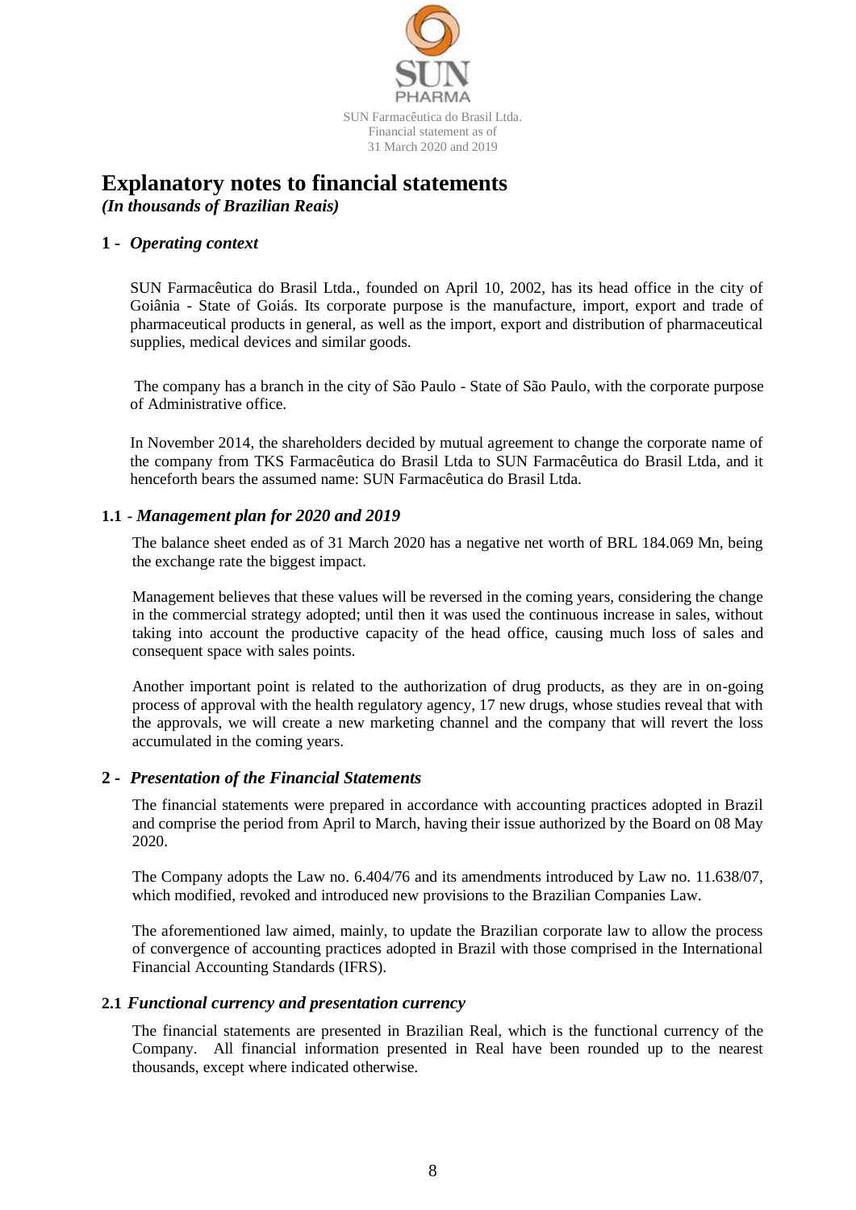# Explanatory notes to financial statements

*(In thousands of Brazilian Reais)*

## 1 - *Operating context*

SUN Farmacêutica do Brasil Ltda., founded on April 10, 2002, has its head office in the city of Goiânia - State of Goiás. Its corporate purpose is the manufacture, import, export and trade of pharmaceutical products in general, as well as the import, export and distribution of pharmaceutical supplies, medical devices and similar goods.

The company has a branch in the city of São Paulo - State of São Paulo, with the corporate purpose of Administrative office.

In November 2014, the shareholders decided by mutual agreement to change the corporate name of the company from TKS Farmacêutica do Brasil Ltda to SUN Farmacêutica do Brasil Ltda, and it henceforth bears the assumed name: SUN Farmacêutica do Brasil Ltda.

### 1.1 - *Management plan for 2020 and 2019*

The balance sheet ended as of 31 March 2020 has a negative net worth of BRL 184.069 Mn, being the exchange rate the biggest impact.

Management believes that these values will be reversed in the coming years, considering the change in the commercial strategy adopted; until then it was used the continuous increase in sales, without taking into account the productive capacity of the head office, causing much loss of sales and consequent space with sales points.

Another important point is related to the authorization of drug products, as they are in on-going process of approval with the health regulatory agency, 17 new drugs, whose studies reveal that with the approvals, we will create a new marketing channel and the company that will revert the loss accumulated in the coming years.

## 2 - *Presentation of the Financial Statements*

The financial statements were prepared in accordance with accounting practices adopted in Brazil and comprise the period from April to March, having their issue authorized by the Board on 08 May 2020.

The Company adopts the Law no. 6.404/76 and its amendments introduced by Law no. 11.638/07, which modified, revoked and introduced new provisions to the Brazilian Companies Law.

The aforementioned law aimed, mainly, to update the Brazilian corporate law to allow the process of convergence of accounting practices adopted in Brazil with those comprised in the International Financial Accounting Standards (IFRS).

### 2.1 *Functional currency and presentation currency*

The financial statements are presented in Brazilian Real, which is the functional currency of the Company. All financial information presented in Real have been rounded up to the nearest thousands, except where indicated otherwise.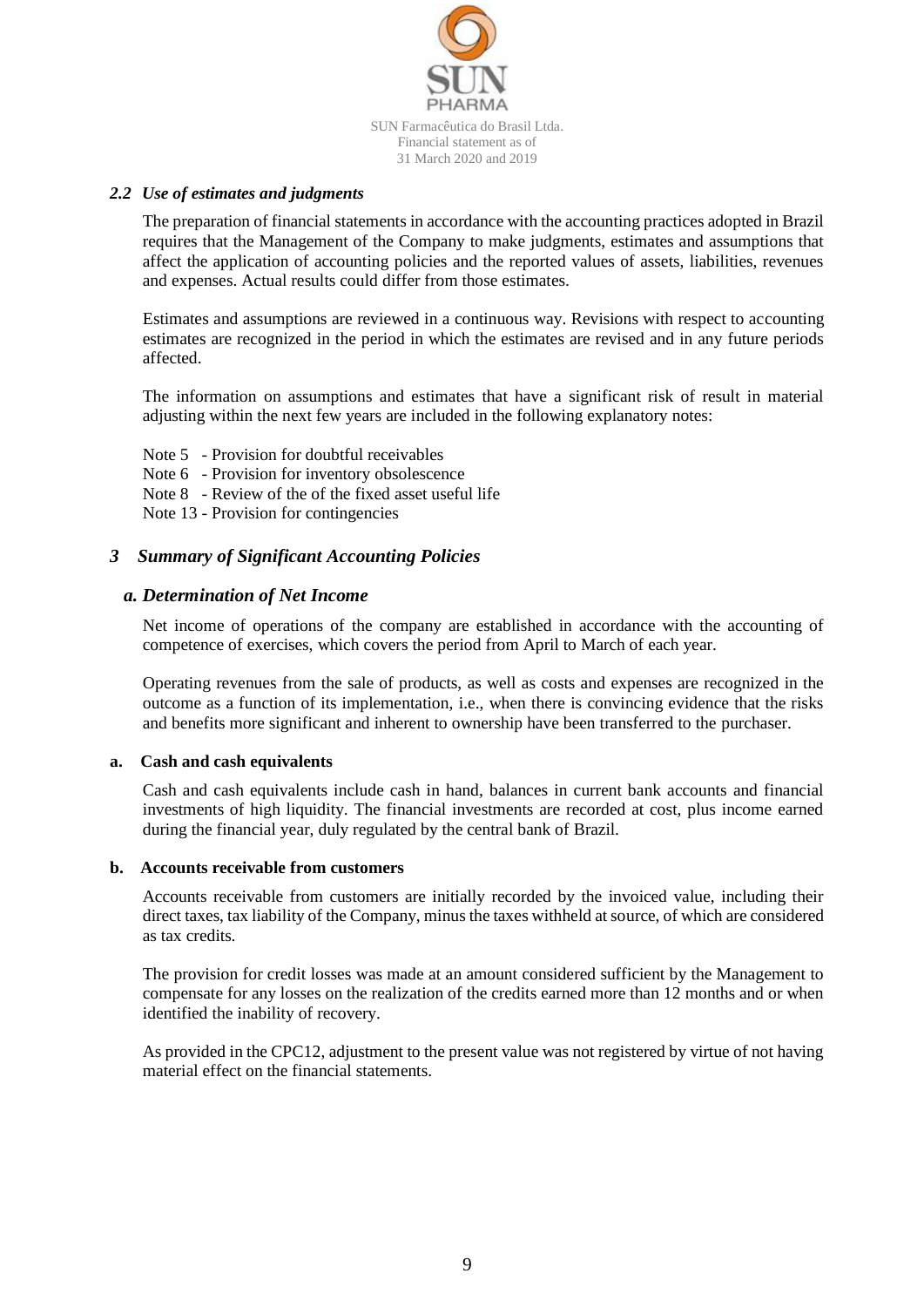### *2.2 Use of estimates and judgments*

The preparation of financial statements in accordance with the accounting practices adopted in Brazil requires that the Management of the Company to make judgments, estimates and assumptions that affect the application of accounting policies and the reported values of assets, liabilities, revenues and expenses. Actual results could differ from those estimates.

Estimates and assumptions are reviewed in a continuous way. Revisions with respect to accounting estimates are recognized in the period in which the estimates are revised and in any future periods affected.

The information on assumptions and estimates that have a significant risk of result in material adjusting within the next few years are included in the following explanatory notes:

Note 5 - Provision for doubtful receivables
Note 6 - Provision for inventory obsolescence
Note 8 - Review of the of the fixed asset useful life
Note 13 - Provision for contingencies

## *3 Summary of Significant Accounting Policies*

### *a. Determination of Net Income*

Net income of operations of the company are established in accordance with the accounting of competence of exercises, which covers the period from April to March of each year.

Operating revenues from the sale of products, as well as costs and expenses are recognized in the outcome as a function of its implementation, i.e., when there is convincing evidence that the risks and benefits more significant and inherent to ownership have been transferred to the purchaser.

#### a. Cash and cash equivalents

Cash and cash equivalents include cash in hand, balances in current bank accounts and financial investments of high liquidity. The financial investments are recorded at cost, plus income earned during the financial year, duly regulated by the central bank of Brazil.

#### b. Accounts receivable from customers

Accounts receivable from customers are initially recorded by the invoiced value, including their direct taxes, tax liability of the Company, minus the taxes withheld at source, of which are considered as tax credits.

The provision for credit losses was made at an amount considered sufficient by the Management to compensate for any losses on the realization of the credits earned more than 12 months and or when identified the inability of recovery.

As provided in the CPC12, adjustment to the present value was not registered by virtue of not having material effect on the financial statements.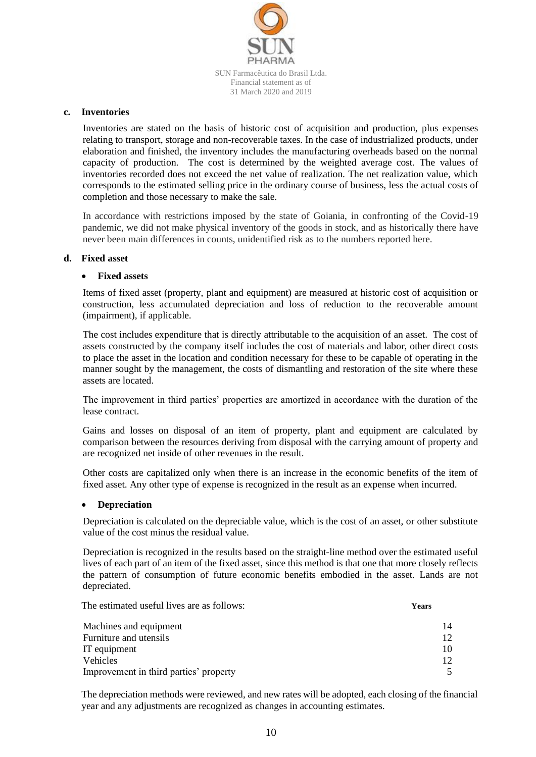### c. Inventories

Inventories are stated on the basis of historic cost of acquisition and production, plus expenses relating to transport, storage and non-recoverable taxes. In the case of industrialized products, under elaboration and finished, the inventory includes the manufacturing overheads based on the normal capacity of production. The cost is determined by the weighted average cost. The values of inventories recorded does not exceed the net value of realization. The net realization value, which corresponds to the estimated selling price in the ordinary course of business, less the actual costs of completion and those necessary to make the sale.

In accordance with restrictions imposed by the state of Goiania, in confronting of the Covid-19 pandemic, we did not make physical inventory of the goods in stock, and as historically there have never been main differences in counts, unidentified risk as to the numbers reported here.

### d. Fixed asset

- **Fixed assets**

Items of fixed asset (property, plant and equipment) are measured at historic cost of acquisition or construction, less accumulated depreciation and loss of reduction to the recoverable amount (impairment), if applicable.

The cost includes expenditure that is directly attributable to the acquisition of an asset. The cost of assets constructed by the company itself includes the cost of materials and labor, other direct costs to place the asset in the location and condition necessary for these to be capable of operating in the manner sought by the management, the costs of dismantling and restoration of the site where these assets are located.

The improvement in third parties' properties are amortized in accordance with the duration of the lease contract.

Gains and losses on disposal of an item of property, plant and equipment are calculated by comparison between the resources deriving from disposal with the carrying amount of property and are recognized net inside of other revenues in the result.

Other costs are capitalized only when there is an increase in the economic benefits of the item of fixed asset. Any other type of expense is recognized in the result as an expense when incurred.

- **Depreciation**

Depreciation is calculated on the depreciable value, which is the cost of an asset, or other substitute value of the cost minus the residual value.

Depreciation is recognized in the results based on the straight-line method over the estimated useful lives of each part of an item of the fixed asset, since this method is that one that more closely reflects the pattern of consumption of future economic benefits embodied in the asset. Lands are not depreciated.

| The estimated useful lives are as follows: | **Years** |
|---|---|
| Machines and equipment | 14 |
| Furniture and utensils | 12 |
| IT equipment | 10 |
| Vehicles | 12 |
| Improvement in third parties' property | 5 |

The depreciation methods were reviewed, and new rates will be adopted, each closing of the financial year and any adjustments are recognized as changes in accounting estimates.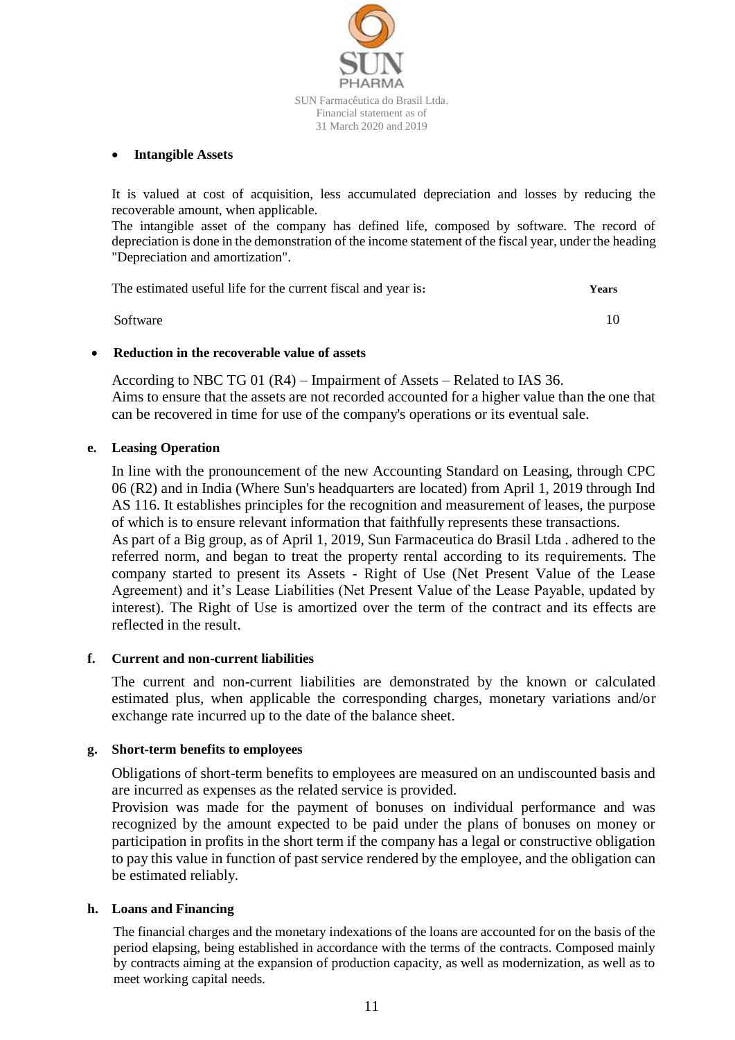- **Intangible Assets**

It is valued at cost of acquisition, less accumulated depreciation and losses by reducing the recoverable amount, when applicable.
The intangible asset of the company has defined life, composed by software. The record of depreciation is done in the demonstration of the income statement of the fiscal year, under the heading "Depreciation and amortization".

| The estimated useful life for the current fiscal and year is: | **Years** |
|---|---|
| Software | 10 |

- **Reduction in the recoverable value of assets**

According to NBC TG 01 (R4) – Impairment of Assets – Related to IAS 36.
Aims to ensure that the assets are not recorded accounted for a higher value than the one that can be recovered in time for use of the company's operations or its eventual sale.

**e. Leasing Operation**

In line with the pronouncement of the new Accounting Standard on Leasing, through CPC 06 (R2) and in India (Where Sun's headquarters are located) from April 1, 2019 through Ind AS 116. It establishes principles for the recognition and measurement of leases, the purpose of which is to ensure relevant information that faithfully represents these transactions.
As part of a Big group, as of April 1, 2019, Sun Farmaceutica do Brasil Ltda . adhered to the referred norm, and began to treat the property rental according to its requirements. The company started to present its Assets - Right of Use (Net Present Value of the Lease Agreement) and it's Lease Liabilities (Net Present Value of the Lease Payable, updated by interest). The Right of Use is amortized over the term of the contract and its effects are reflected in the result.

**f. Current and non-current liabilities**

The current and non-current liabilities are demonstrated by the known or calculated estimated plus, when applicable the corresponding charges, monetary variations and/or exchange rate incurred up to the date of the balance sheet.

**g. Short-term benefits to employees**

Obligations of short-term benefits to employees are measured on an undiscounted basis and are incurred as expenses as the related service is provided.
Provision was made for the payment of bonuses on individual performance and was recognized by the amount expected to be paid under the plans of bonuses on money or participation in profits in the short term if the company has a legal or constructive obligation to pay this value in function of past service rendered by the employee, and the obligation can be estimated reliably.

**h. Loans and Financing**

The financial charges and the monetary indexations of the loans are accounted for on the basis of the period elapsing, being established in accordance with the terms of the contracts. Composed mainly by contracts aiming at the expansion of production capacity, as well as modernization, as well as to meet working capital needs.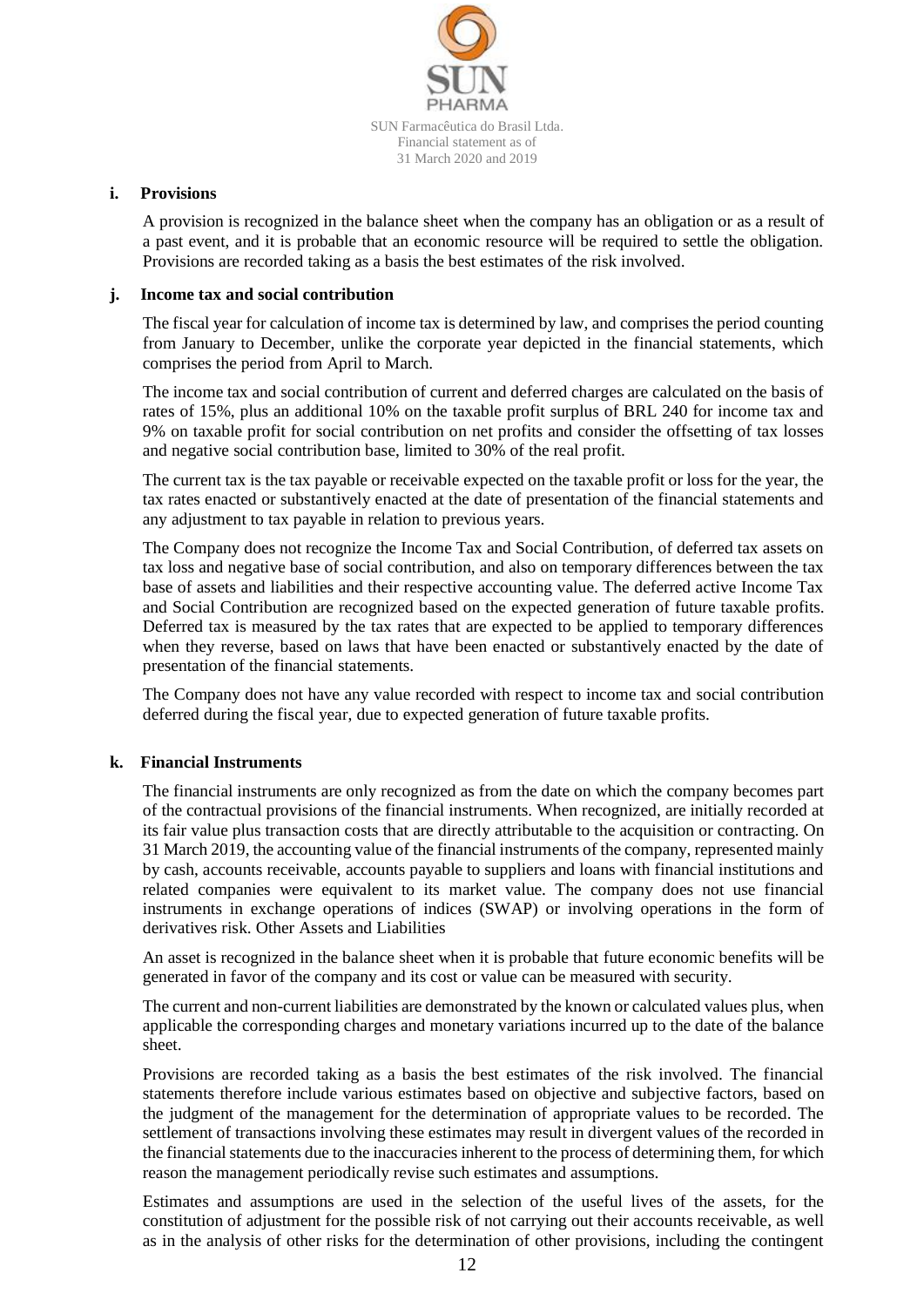### i. Provisions

A provision is recognized in the balance sheet when the company has an obligation or as a result of a past event, and it is probable that an economic resource will be required to settle the obligation. Provisions are recorded taking as a basis the best estimates of the risk involved.

### j. Income tax and social contribution

The fiscal year for calculation of income tax is determined by law, and comprises the period counting from January to December, unlike the corporate year depicted in the financial statements, which comprises the period from April to March.

The income tax and social contribution of current and deferred charges are calculated on the basis of rates of 15%, plus an additional 10% on the taxable profit surplus of BRL 240 for income tax and 9% on taxable profit for social contribution on net profits and consider the offsetting of tax losses and negative social contribution base, limited to 30% of the real profit.

The current tax is the tax payable or receivable expected on the taxable profit or loss for the year, the tax rates enacted or substantively enacted at the date of presentation of the financial statements and any adjustment to tax payable in relation to previous years.

The Company does not recognize the Income Tax and Social Contribution, of deferred tax assets on tax loss and negative base of social contribution, and also on temporary differences between the tax base of assets and liabilities and their respective accounting value. The deferred active Income Tax and Social Contribution are recognized based on the expected generation of future taxable profits. Deferred tax is measured by the tax rates that are expected to be applied to temporary differences when they reverse, based on laws that have been enacted or substantively enacted by the date of presentation of the financial statements.

The Company does not have any value recorded with respect to income tax and social contribution deferred during the fiscal year, due to expected generation of future taxable profits.

### k. Financial Instruments

The financial instruments are only recognized as from the date on which the company becomes part of the contractual provisions of the financial instruments. When recognized, are initially recorded at its fair value plus transaction costs that are directly attributable to the acquisition or contracting. On 31 March 2019, the accounting value of the financial instruments of the company, represented mainly by cash, accounts receivable, accounts payable to suppliers and loans with financial institutions and related companies were equivalent to its market value. The company does not use financial instruments in exchange operations of indices (SWAP) or involving operations in the form of derivatives risk. Other Assets and Liabilities

An asset is recognized in the balance sheet when it is probable that future economic benefits will be generated in favor of the company and its cost or value can be measured with security.

The current and non-current liabilities are demonstrated by the known or calculated values plus, when applicable the corresponding charges and monetary variations incurred up to the date of the balance sheet.

Provisions are recorded taking as a basis the best estimates of the risk involved. The financial statements therefore include various estimates based on objective and subjective factors, based on the judgment of the management for the determination of appropriate values to be recorded. The settlement of transactions involving these estimates may result in divergent values of the recorded in the financial statements due to the inaccuracies inherent to the process of determining them, for which reason the management periodically revise such estimates and assumptions.

Estimates and assumptions are used in the selection of the useful lives of the assets, for the constitution of adjustment for the possible risk of not carrying out their accounts receivable, as well as in the analysis of other risks for the determination of other provisions, including the contingent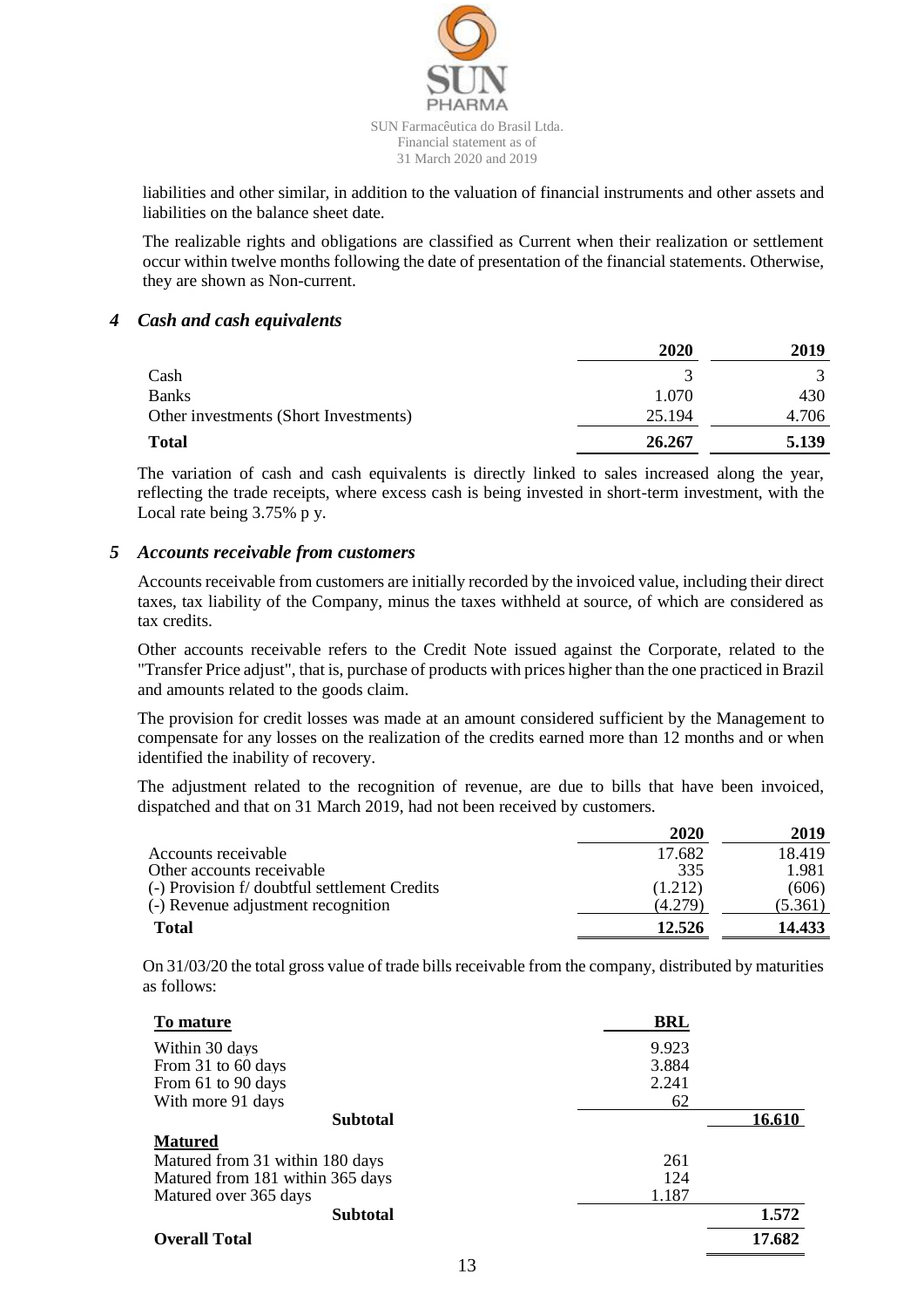liabilities and other similar, in addition to the valuation of financial instruments and other assets and liabilities on the balance sheet date.

The realizable rights and obligations are classified as Current when their realization or settlement occur within twelve months following the date of presentation of the financial statements. Otherwise, they are shown as Non-current.

## 4 *Cash and cash equivalents*

| | 2020 | 2019 |
|---|---|---|
| Cash | 3 | 3 |
| Banks | 1.070 | 430 |
| Other investments (Short Investments) | 25.194 | 4.706 |
| **Total** | **26.267** | **5.139** |

The variation of cash and cash equivalents is directly linked to sales increased along the year, reflecting the trade receipts, where excess cash is being invested in short-term investment, with the Local rate being 3.75% p y.

## 5 *Accounts receivable from customers*

Accounts receivable from customers are initially recorded by the invoiced value, including their direct taxes, tax liability of the Company, minus the taxes withheld at source, of which are considered as tax credits.

Other accounts receivable refers to the Credit Note issued against the Corporate, related to the "Transfer Price adjust", that is, purchase of products with prices higher than the one practiced in Brazil and amounts related to the goods claim.

The provision for credit losses was made at an amount considered sufficient by the Management to compensate for any losses on the realization of the credits earned more than 12 months and or when identified the inability of recovery.

The adjustment related to the recognition of revenue, are due to bills that have been invoiced, dispatched and that on 31 March 2019, had not been received by customers.

| | 2020 | 2019 |
|---|---|---|
| Accounts receivable | 17.682 | 18.419 |
| Other accounts receivable | 335 | 1.981 |
| (-) Provision f/ doubtful settlement Credits | (1.212) | (606) |
| (-) Revenue adjustment recognition | (4.279) | (5.361) |
| **Total** | **12.526** | **14.433** |

On 31/03/20 the total gross value of trade bills receivable from the company, distributed by maturities as follows:

| **To mature** | **BRL** | |
|---|---|---|
| Within 30 days | 9.923 | |
| From 31 to 60 days | 3.884 | |
| From 61 to 90 days | 2.241 | |
| With more 91 days | 62 | |
| **Subtotal** | | **16.610** |
| **Matured** | | |
| Matured from 31 within 180 days | 261 | |
| Matured from 181 within 365 days | 124 | |
| Matured over 365 days | 1.187 | |
| **Subtotal** | | **1.572** |
| **Overall Total** | | **17.682** |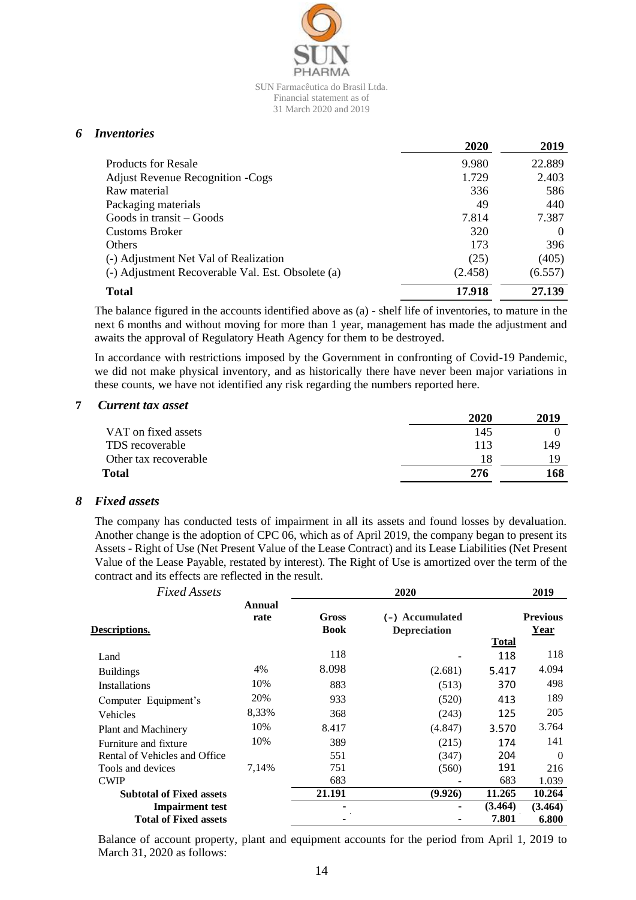## 6 *Inventories*

| | 2020 | 2019 |
|---|---|---|
| Products for Resale | 9.980 | 22.889 |
| Adjust Revenue Recognition -Cogs | 1.729 | 2.403 |
| Raw material | 336 | 586 |
| Packaging materials | 49 | 440 |
| Goods in transit – Goods | 7.814 | 7.387 |
| Customs Broker | 320 | 0 |
| Others | 173 | 396 |
| (-) Adjustment Net Val of Realization | (25) | (405) |
| (-) Adjustment Recoverable Val. Est. Obsolete (a) | (2.458) | (6.557) |
| **Total** | **17.918** | **27.139** |

The balance figured in the accounts identified above as (a) - shelf life of inventories, to mature in the next 6 months and without moving for more than 1 year, management has made the adjustment and awaits the approval of Regulatory Heath Agency for them to be destroyed.

In accordance with restrictions imposed by the Government in confronting of Covid-19 Pandemic, we did not make physical inventory, and as historically there have never been major variations in these counts, we have not identified any risk regarding the numbers reported here.

## 7 *Current tax asset*

| | 2020 | 2019 |
|---|---|---|
| VAT on fixed assets | 145 | 0 |
| TDS recoverable | 113 | 149 |
| Other tax recoverable | 18 | 19 |
| **Total** | **276** | **168** |

## 8 *Fixed assets*

The company has conducted tests of impairment in all its assets and found losses by devaluation. Another change is the adoption of CPC 06, which as of April 2019, the company began to present its Assets - Right of Use (Net Present Value of the Lease Contract) and its Lease Liabilities (Net Present Value of the Lease Payable, restated by interest). The Right of Use is amortized over the term of the contract and its effects are reflected in the result.

| *Fixed Assets* | | 2020 | | | 2019 |
|---|---|---|---|---|---|
| **Descriptions.** | **Annual rate** | **Gross Book** | **(-) Accumulated Depreciation** | **Total** | **Previous Year** |
| Land | | 118 | - | 118 | 118 |
| Buildings | 4% | 8.098 | (2.681) | 5.417 | 4.094 |
| Installations | 10% | 883 | (513) | 370 | 498 |
| Computer Equipment's | 20% | 933 | (520) | 413 | 189 |
| Vehicles | 8,33% | 368 | (243) | 125 | 205 |
| Plant and Machinery | 10% | 8.417 | (4.847) | 3.570 | 3.764 |
| Furniture and fixture | 10% | 389 | (215) | 174 | 141 |
| Rental of Vehicles and Office | | 551 | (347) | 204 | 0 |
| Tools and devices | 7,14% | 751 | (560) | 191 | 216 |
| CWIP | | 683 | - | 683 | 1.039 |
| **Subtotal of Fixed assets** | | **21.191** | **(9.926)** | **11.265** | **10.264** |
| **Impairment test** | | - | - | **(3.464)** | **(3.464)** |
| **Total of Fixed assets** | | - | - | **7.801** | **6.800** |

Balance of account property, plant and equipment accounts for the period from April 1, 2019 to March 31, 2020 as follows: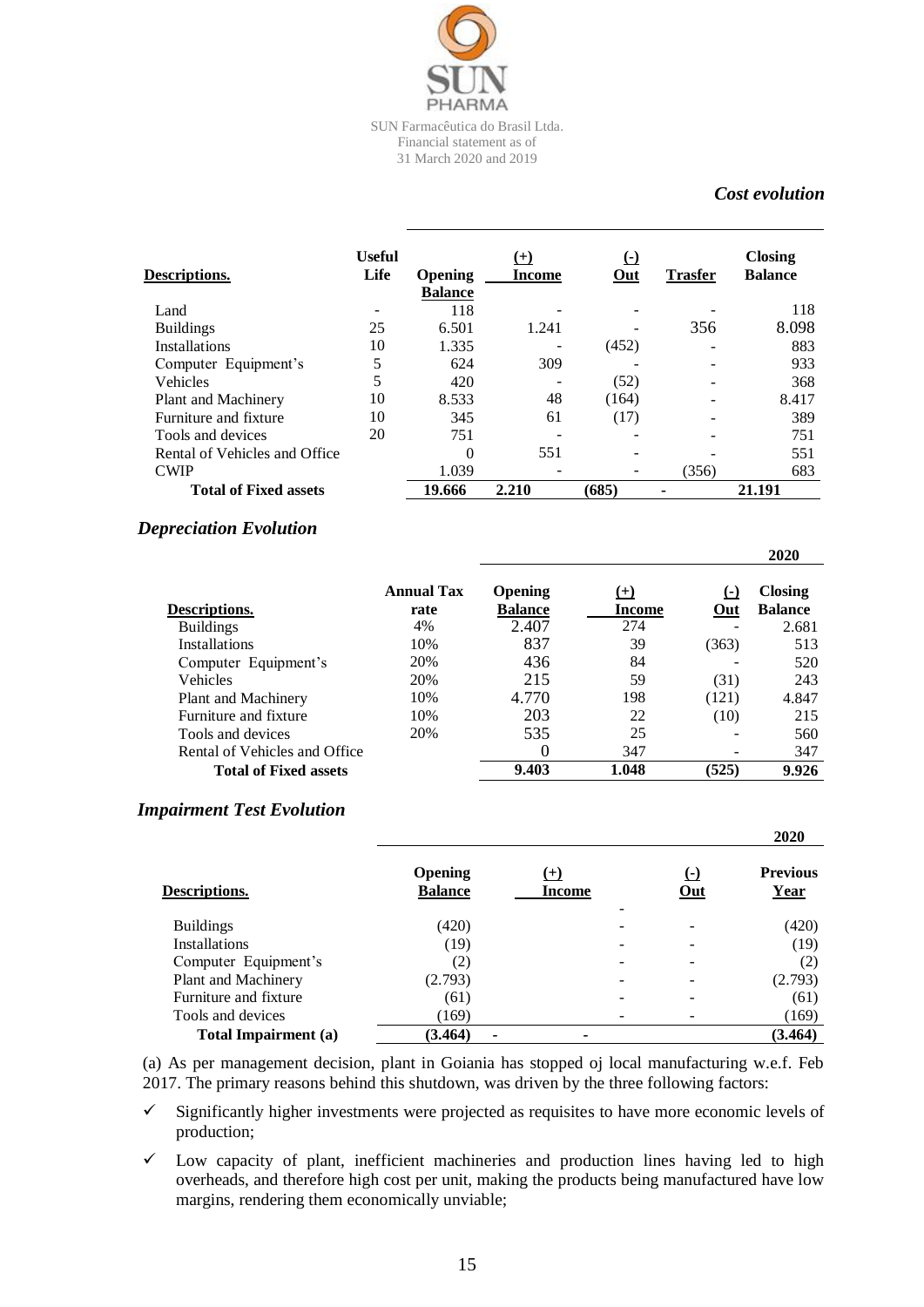*Cost evolution*

| Descriptions. | Useful Life | Opening Balance | (+) Income | (-) Out | Trasfer | Closing Balance |
|---|---|---|---|---|---|---|
| Land | - | 118 | - | - | - | 118 |
| Buildings | 25 | 6.501 | 1.241 | - | 356 | 8.098 |
| Installations | 10 | 1.335 | - | (452) | - | 883 |
| Computer Equipment's | 5 | 624 | 309 | - | - | 933 |
| Vehicles | 5 | 420 | - | (52) | - | 368 |
| Plant and Machinery | 10 | 8.533 | 48 | (164) | - | 8.417 |
| Furniture and fixture | 10 | 345 | 61 | (17) | - | 389 |
| Tools and devices | 20 | 751 | - | - | - | 751 |
| Rental of Vehicles and Office | | 0 | 551 | - | - | 551 |
| CWIP | | 1.039 | - | - | (356) | 683 |
| **Total of Fixed assets** | | **19.666** | **2.210** | **(685)** | **-** | **21.191** |

## *Depreciation Evolution*

| | | | | | **2020** |
|---|---|---|---|---|---|
| **Descriptions.** | **Annual Tax rate** | **Opening Balance** | **(+) Income** | **(-) Out** | **Closing Balance** |
| Buildings | 4% | 2.407 | 274 | - | 2.681 |
| Installations | 10% | 837 | 39 | (363) | 513 |
| Computer Equipment's | 20% | 436 | 84 | - | 520 |
| Vehicles | 20% | 215 | 59 | (31) | 243 |
| Plant and Machinery | 10% | 4.770 | 198 | (121) | 4.847 |
| Furniture and fixture | 10% | 203 | 22 | (10) | 215 |
| Tools and devices | 20% | 535 | 25 | - | 560 |
| Rental of Vehicles and Office | | 0 | 347 | - | 347 |
| **Total of Fixed assets** | | **9.403** | **1.048** | **(525)** | **9.926** |

## *Impairment Test Evolution*

| | | | | **2020** |
|---|---|---|---|---|
| **Descriptions.** | **Opening Balance** | **(+) Income** | **(-) Out** | **Previous Year** |
| Buildings | (420) | - | - | (420) |
| Installations | (19) | - | - | (19) |
| Computer Equipment's | (2) | - | - | (2) |
| Plant and Machinery | (2.793) | - | - | (2.793) |
| Furniture and fixture | (61) | - | - | (61) |
| Tools and devices | (169) | - | - | (169) |
| **Total Impairment (a)** | **(3.464)** | **-** | **-** | **(3.464)** |

(a) As per management decision, plant in Goiania has stopped oj local manufacturing w.e.f. Feb 2017. The primary reasons behind this shutdown, was driven by the three following factors:

- ✓ Significantly higher investments were projected as requisites to have more economic levels of production;
- ✓ Low capacity of plant, inefficient machineries and production lines having led to high overheads, and therefore high cost per unit, making the products being manufactured have low margins, rendering them economically unviable;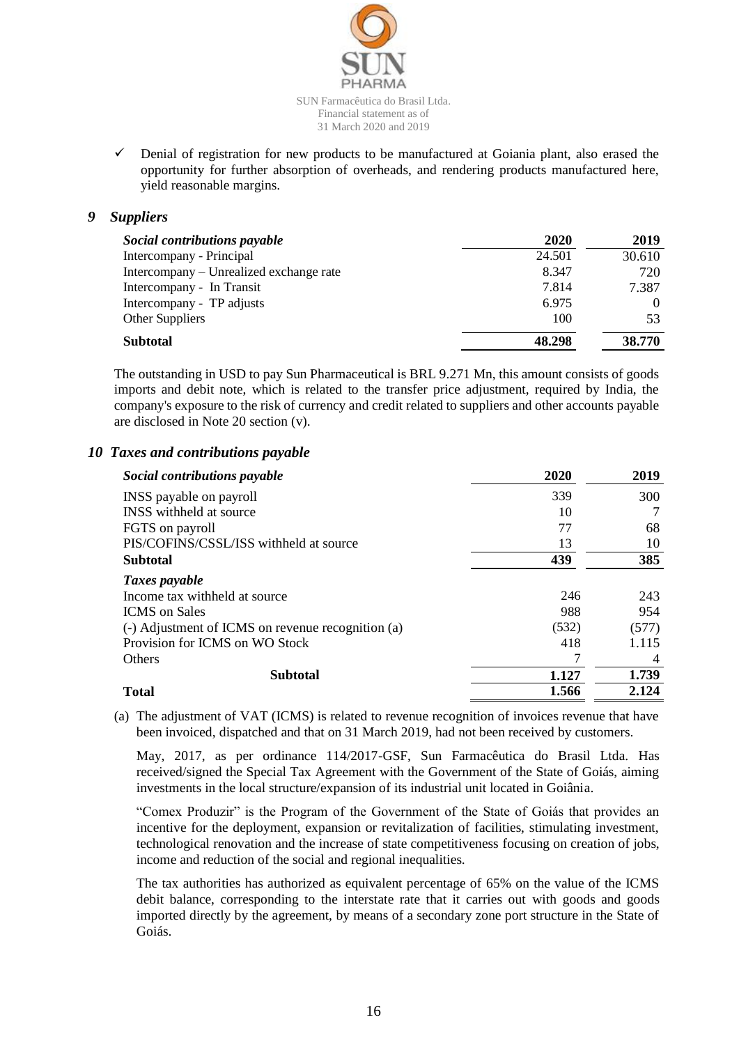- ✓ Denial of registration for new products to be manufactured at Goiania plant, also erased the opportunity for further absorption of overheads, and rendering products manufactured here, yield reasonable margins.

## 9 *Suppliers*

| *Social contributions payable* | 2020 | 2019 |
|---|---|---|
| Intercompany - Principal | 24.501 | 30.610 |
| Intercompany – Unrealized exchange rate | 8.347 | 720 |
| Intercompany - In Transit | 7.814 | 7.387 |
| Intercompany - TP adjusts | 6.975 | 0 |
| Other Suppliers | 100 | 53 |
| **Subtotal** | **48.298** | **38.770** |

The outstanding in USD to pay Sun Pharmaceutical is BRL 9.271 Mn, this amount consists of goods imports and debit note, which is related to the transfer price adjustment, required by India, the company's exposure to the risk of currency and credit related to suppliers and other accounts payable are disclosed in Note 20 section (v).

## 10 *Taxes and contributions payable*

| *Social contributions payable* | 2020 | 2019 |
|---|---|---|
| INSS payable on payroll | 339 | 300 |
| INSS withheld at source | 10 | 7 |
| FGTS on payroll | 77 | 68 |
| PIS/COFINS/CSSL/ISS withheld at source | 13 | 10 |
| **Subtotal** | **439** | **385** |
| ***Taxes payable*** | | |
| Income tax withheld at source | 246 | 243 |
| ICMS on Sales | 988 | 954 |
| (-) Adjustment of ICMS on revenue recognition (a) | (532) | (577) |
| Provision for ICMS on WO Stock | 418 | 1.115 |
| Others | 7 | 4 |
| **Subtotal** | **1.127** | **1.739** |
| **Total** | **1.566** | **2.124** |

(a) The adjustment of VAT (ICMS) is related to revenue recognition of invoices revenue that have been invoiced, dispatched and that on 31 March 2019, had not been received by customers.

May, 2017, as per ordinance 114/2017-GSF, Sun Farmacêutica do Brasil Ltda. Has received/signed the Special Tax Agreement with the Government of the State of Goiás, aiming investments in the local structure/expansion of its industrial unit located in Goiânia.

"Comex Produzir" is the Program of the Government of the State of Goiás that provides an incentive for the deployment, expansion or revitalization of facilities, stimulating investment, technological renovation and the increase of state competitiveness focusing on creation of jobs, income and reduction of the social and regional inequalities.

The tax authorities has authorized as equivalent percentage of 65% on the value of the ICMS debit balance, corresponding to the interstate rate that it carries out with goods and goods imported directly by the agreement, by means of a secondary zone port structure in the State of Goiás.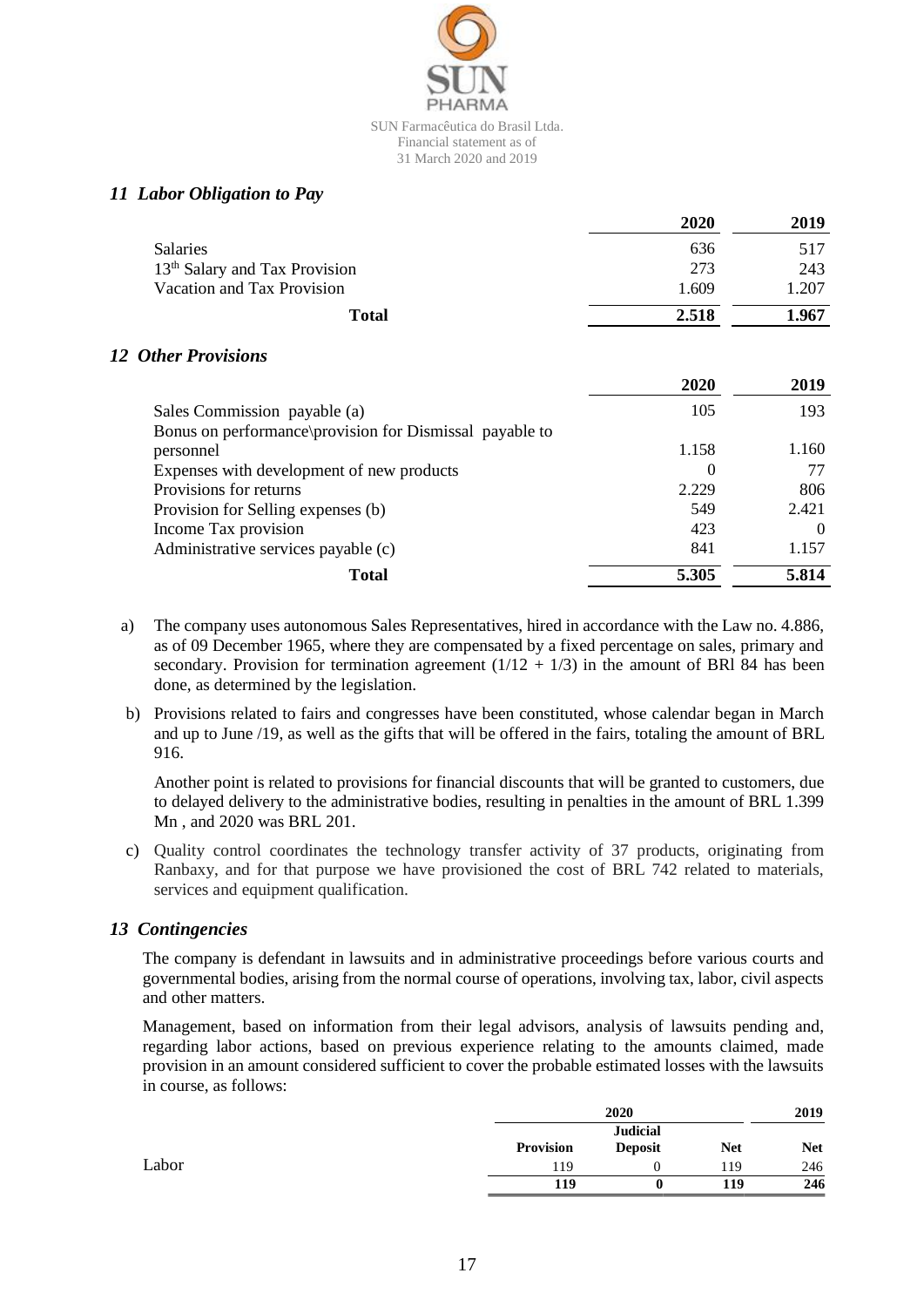## *11 Labor Obligation to Pay*

| | 2020 | 2019 |
|---|---|---|
| Salaries | 636 | 517 |
| 13th Salary and Tax Provision | 273 | 243 |
| Vacation and Tax Provision | 1.609 | 1.207 |
| **Total** | **2.518** | **1.967** |

## *12 Other Provisions*

| | 2020 | 2019 |
|---|---|---|
| Sales Commission payable (a) | 105 | 193 |
| Bonus on performance\provision for Dismissal payable to personnel | 1.158 | 1.160 |
| Expenses with development of new products | 0 | 77 |
| Provisions for returns | 2.229 | 806 |
| Provision for Selling expenses (b) | 549 | 2.421 |
| Income Tax provision | 423 | 0 |
| Administrative services payable (c) | 841 | 1.157 |
| **Total** | **5.305** | **5.814** |

a) The company uses autonomous Sales Representatives, hired in accordance with the Law no. 4.886, as of 09 December 1965, where they are compensated by a fixed percentage on sales, primary and secondary. Provision for termination agreement (1/12 + 1/3) in the amount of BRl 84 has been done, as determined by the legislation.

b) Provisions related to fairs and congresses have been constituted, whose calendar began in March and up to June /19, as well as the gifts that will be offered in the fairs, totaling the amount of BRL 916.

   Another point is related to provisions for financial discounts that will be granted to customers, due to delayed delivery to the administrative bodies, resulting in penalties in the amount of BRL 1.399 Mn , and 2020 was BRL 201.

c) Quality control coordinates the technology transfer activity of 37 products, originating from Ranbaxy, and for that purpose we have provisioned the cost of BRL 742 related to materials, services and equipment qualification.

## *13 Contingencies*

The company is defendant in lawsuits and in administrative proceedings before various courts and governmental bodies, arising from the normal course of operations, involving tax, labor, civil aspects and other matters.

Management, based on information from their legal advisors, analysis of lawsuits pending and, regarding labor actions, based on previous experience relating to the amounts claimed, made provision in an amount considered sufficient to cover the probable estimated losses with the lawsuits in course, as follows:

| | 2020 | | | 2019 |
|---|---|---|---|---|
| | Provision | Judicial Deposit | Net | Net |
| Labor | 119 | 0 | 119 | 246 |
| | **119** | **0** | **119** | **246** |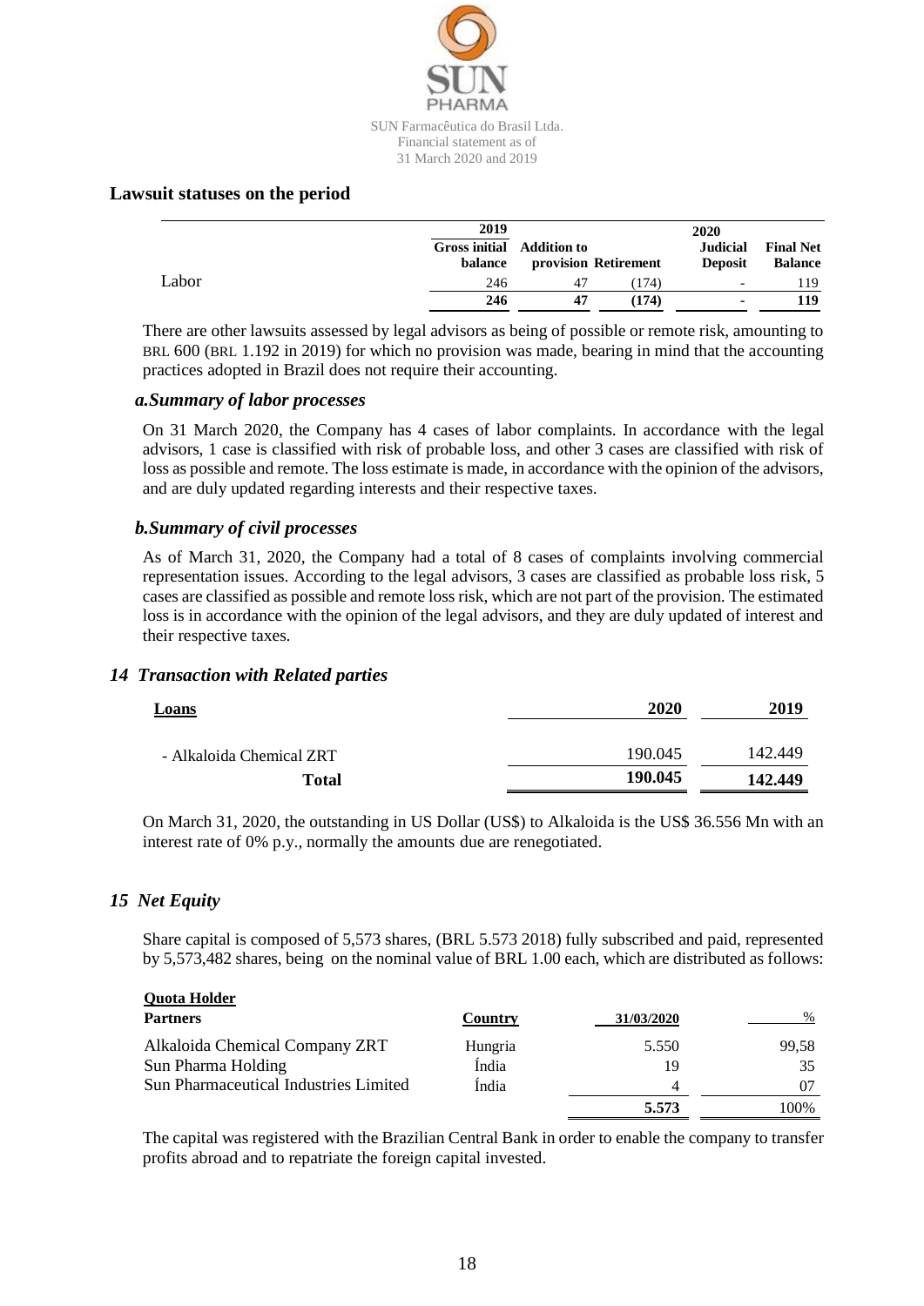## Lawsuit statuses on the period

| | 2019 | | | 2020 | |
|---|---|---|---|---|---|
| | Gross initial balance | Addition to provision | Retirement | Judicial Deposit | Final Net Balance |
| Labor | 246 | 47 | (174) | - | 119 |
| | **246** | **47** | **(174)** | **-** | **119** |

There are other lawsuits assessed by legal advisors as being of possible or remote risk, amounting to BRL 600 (BRL 1.192 in 2019) for which no provision was made, bearing in mind that the accounting practices adopted in Brazil does not require their accounting.

### *a.Summary of labor processes*

On 31 March 2020, the Company has 4 cases of labor complaints. In accordance with the legal advisors, 1 case is classified with risk of probable loss, and other 3 cases are classified with risk of loss as possible and remote. The loss estimate is made, in accordance with the opinion of the advisors, and are duly updated regarding interests and their respective taxes.

### *b.Summary of civil processes*

As of March 31, 2020, the Company had a total of 8 cases of complaints involving commercial representation issues. According to the legal advisors, 3 cases are classified as probable loss risk, 5 cases are classified as possible and remote loss risk, which are not part of the provision. The estimated loss is in accordance with the opinion of the legal advisors, and they are duly updated of interest and their respective taxes.

## *14 Transaction with Related parties*

| **Loans** | **2020** | **2019** |
|---|---|---|
| - Alkaloida Chemical ZRT | 190.045 | 142.449 |
| **Total** | **190.045** | **142.449** |

On March 31, 2020, the outstanding in US Dollar (US$) to Alkaloida is the US$ 36.556 Mn with an interest rate of 0% p.y., normally the amounts due are renegotiated.

## *15 Net Equity*

Share capital is composed of 5,573 shares, (BRL 5.573 2018) fully subscribed and paid, represented by 5,573,482 shares, being on the nominal value of BRL 1.00 each, which are distributed as follows:

**Quota Holder**

| **Partners** | **Country** | **31/03/2020** | % |
|---|---|---|---|
| Alkaloida Chemical Company ZRT | Hungria | 5.550 | 99,58 |
| Sun Pharma Holding | Índia | 19 | 35 |
| Sun Pharmaceutical Industries Limited | Índia | 4 | 07 |
| | | **5.573** | 100% |

The capital was registered with the Brazilian Central Bank in order to enable the company to transfer profits abroad and to repatriate the foreign capital invested.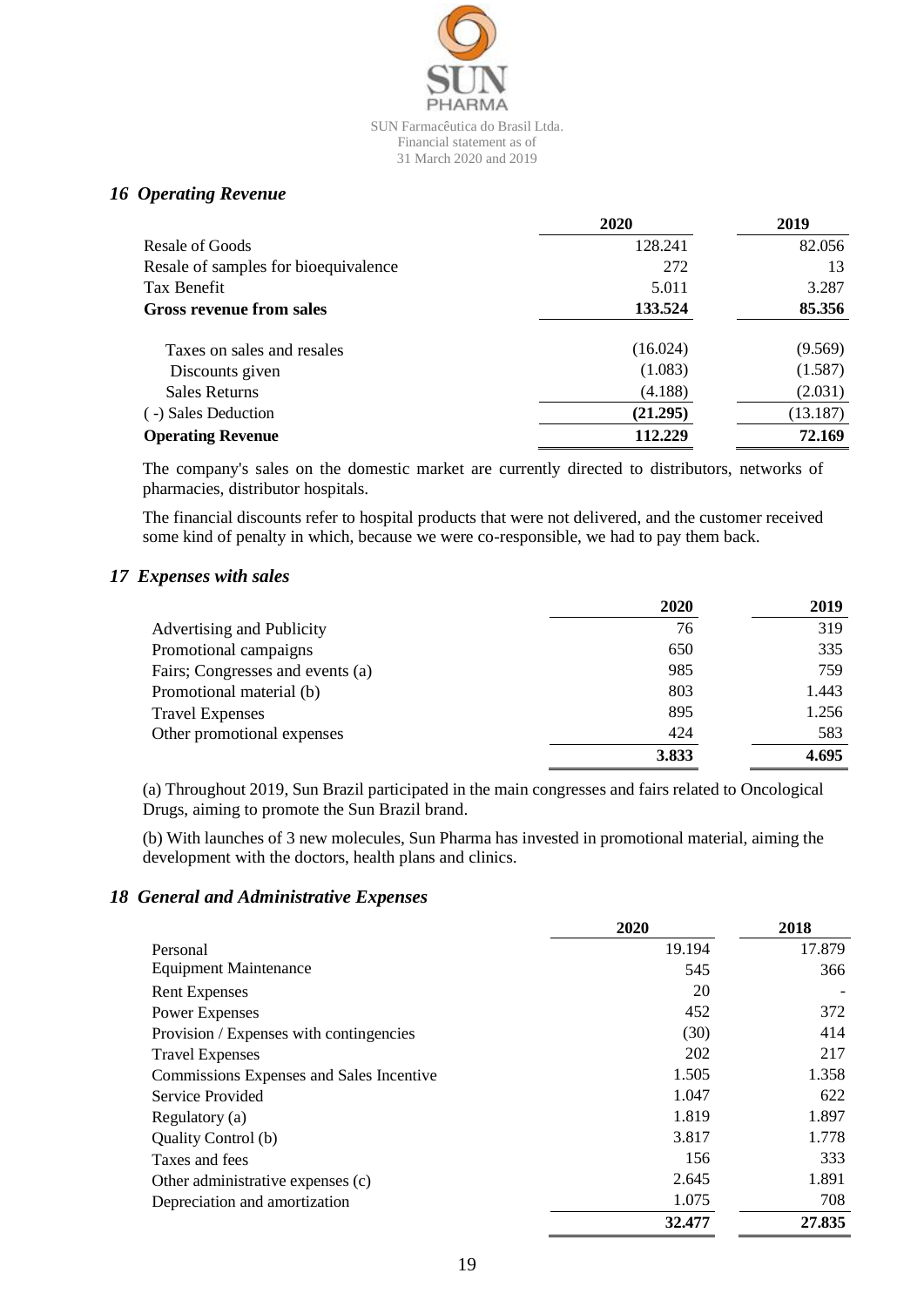## *16 Operating Revenue*

| | 2020 | 2019 |
|---|---|---|
| Resale of Goods | 128.241 | 82.056 |
| Resale of samples for bioequivalence | 272 | 13 |
| Tax Benefit | 5.011 | 3.287 |
| **Gross revenue from sales** | **133.524** | **85.356** |
| Taxes on sales and resales | (16.024) | (9.569) |
| Discounts given | (1.083) | (1.587) |
| Sales Returns | (4.188) | (2.031) |
| ( -) Sales Deduction | **(21.295)** | (13.187) |
| **Operating Revenue** | **112.229** | **72.169** |

The company's sales on the domestic market are currently directed to distributors, networks of pharmacies, distributor hospitals.

The financial discounts refer to hospital products that were not delivered, and the customer received some kind of penalty in which, because we were co-responsible, we had to pay them back.

## *17 Expenses with sales*

| | 2020 | 2019 |
|---|---|---|
| Advertising and Publicity | 76 | 319 |
| Promotional campaigns | 650 | 335 |
| Fairs; Congresses and events (a) | 985 | 759 |
| Promotional material (b) | 803 | 1.443 |
| Travel Expenses | 895 | 1.256 |
| Other promotional expenses | 424 | 583 |
| | **3.833** | **4.695** |

(a) Throughout 2019, Sun Brazil participated in the main congresses and fairs related to Oncological Drugs, aiming to promote the Sun Brazil brand.

(b) With launches of 3 new molecules, Sun Pharma has invested in promotional material, aiming the development with the doctors, health plans and clinics.

## *18 General and Administrative Expenses*

| | 2020 | 2018 |
|---|---|---|
| Personal | 19.194 | 17.879 |
| Equipment Maintenance | 545 | 366 |
| Rent Expenses | 20 | - |
| Power Expenses | 452 | 372 |
| Provision / Expenses with contingencies | (30) | 414 |
| Travel Expenses | 202 | 217 |
| Commissions Expenses and Sales Incentive | 1.505 | 1.358 |
| Service Provided | 1.047 | 622 |
| Regulatory (a) | 1.819 | 1.897 |
| Quality Control (b) | 3.817 | 1.778 |
| Taxes and fees | 156 | 333 |
| Other administrative expenses (c) | 2.645 | 1.891 |
| Depreciation and amortization | 1.075 | 708 |
| | **32.477** | **27.835** |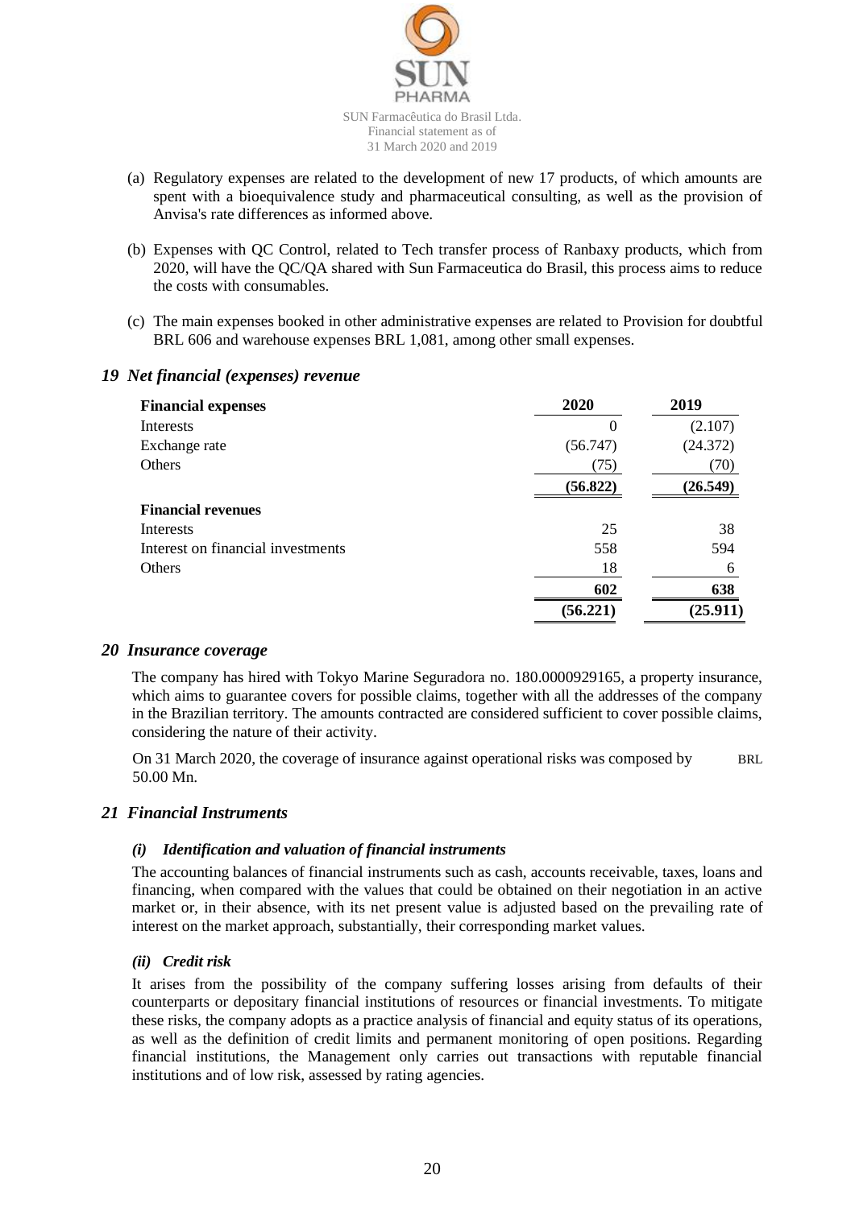(a) Regulatory expenses are related to the development of new 17 products, of which amounts are spent with a bioequivalence study and pharmaceutical consulting, as well as the provision of Anvisa's rate differences as informed above.

(b) Expenses with QC Control, related to Tech transfer process of Ranbaxy products, which from 2020, will have the QC/QA shared with Sun Farmaceutica do Brasil, this process aims to reduce the costs with consumables.

(c) The main expenses booked in other administrative expenses are related to Provision for doubtful BRL 606 and warehouse expenses BRL 1,081, among other small expenses.

## *19 Net financial (expenses) revenue*

| **Financial expenses** | **2020** | **2019** |
|---|---|---|
| Interests | 0 | (2.107) |
| Exchange rate | (56.747) | (24.372) |
| Others | (75) | (70) |
| | **(56.822)** | **(26.549)** |
| **Financial revenues** | | |
| Interests | 25 | 38 |
| Interest on financial investments | 558 | 594 |
| Others | 18 | 6 |
| | **602** | **638** |
| | **(56.221)** | **(25.911)** |

## *20 Insurance coverage*

The company has hired with Tokyo Marine Seguradora no. 180.0000929165, a property insurance, which aims to guarantee covers for possible claims, together with all the addresses of the company in the Brazilian territory. The amounts contracted are considered sufficient to cover possible claims, considering the nature of their activity.

On 31 March 2020, the coverage of insurance against operational risks was composed by BRL 50.00 Mn.

## *21 Financial Instruments*

### *(i) Identification and valuation of financial instruments*

The accounting balances of financial instruments such as cash, accounts receivable, taxes, loans and financing, when compared with the values that could be obtained on their negotiation in an active market or, in their absence, with its net present value is adjusted based on the prevailing rate of interest on the market approach, substantially, their corresponding market values.

### *(ii) Credit risk*

It arises from the possibility of the company suffering losses arising from defaults of their counterparts or depositary financial institutions of resources or financial investments. To mitigate these risks, the company adopts as a practice analysis of financial and equity status of its operations, as well as the definition of credit limits and permanent monitoring of open positions. Regarding financial institutions, the Management only carries out transactions with reputable financial institutions and of low risk, assessed by rating agencies.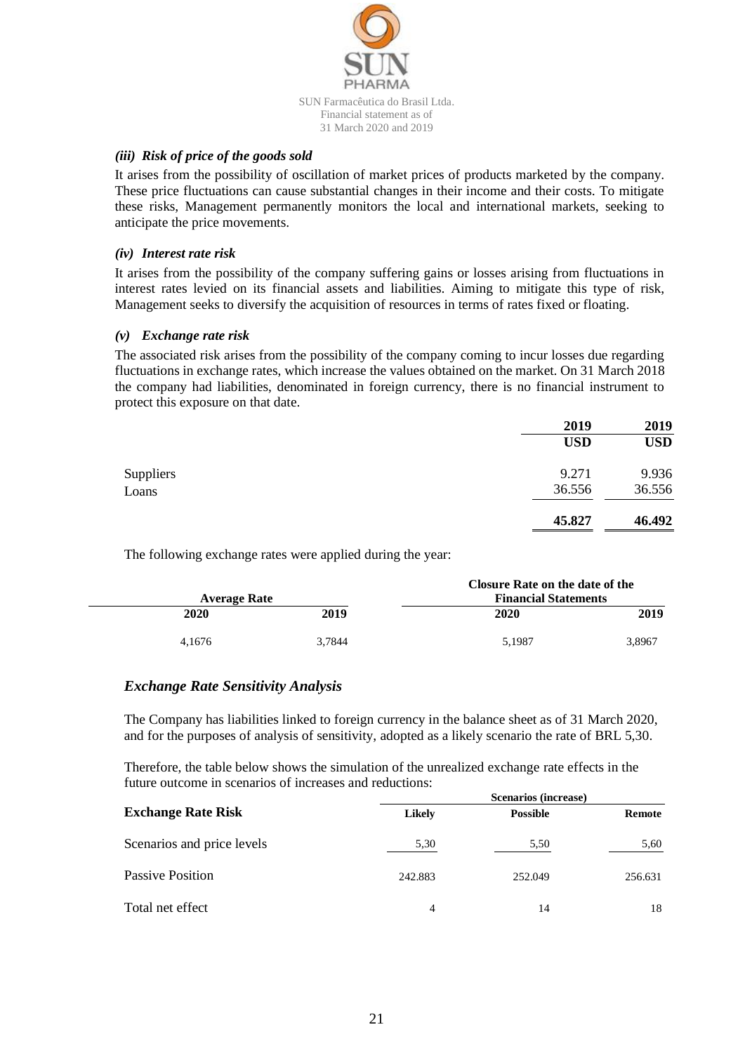### *(iii) Risk of price of the goods sold*

It arises from the possibility of oscillation of market prices of products marketed by the company. These price fluctuations can cause substantial changes in their income and their costs. To mitigate these risks, Management permanently monitors the local and international markets, seeking to anticipate the price movements.

### *(iv) Interest rate risk*

It arises from the possibility of the company suffering gains or losses arising from fluctuations in interest rates levied on its financial assets and liabilities. Aiming to mitigate this type of risk, Management seeks to diversify the acquisition of resources in terms of rates fixed or floating.

### *(v) Exchange rate risk*

The associated risk arises from the possibility of the company coming to incur losses due regarding fluctuations in exchange rates, which increase the values obtained on the market. On 31 March 2018 the company had liabilities, denominated in foreign currency, there is no financial instrument to protect this exposure on that date.

| | **2019** | **2019** |
|---|---|---|
| | **USD** | **USD** |
| Suppliers | 9.271 | 9.936 |
| Loans | 36.556 | 36.556 |
| | **45.827** | **46.492** |

The following exchange rates were applied during the year:

| **Average Rate** | | **Closure Rate on the date of the Financial Statements** | |
|---|---|---|---|
| **2020** | **2019** | **2020** | **2019** |
| 4,1676 | 3,7844 | 5,1987 | 3,8967 |

## *Exchange Rate Sensitivity Analysis*

The Company has liabilities linked to foreign currency in the balance sheet as of 31 March 2020, and for the purposes of analysis of sensitivity, adopted as a likely scenario the rate of BRL 5,30.

Therefore, the table below shows the simulation of the unrealized exchange rate effects in the future outcome in scenarios of increases and reductions:

| | **Scenarios (increase)** | | |
|---|---|---|---|
| **Exchange Rate Risk** | **Likely** | **Possible** | **Remote** |
| Scenarios and price levels | 5,30 | 5,50 | 5,60 |
| Passive Position | 242.883 | 252.049 | 256.631 |
| Total net effect | 4 | 14 | 18 |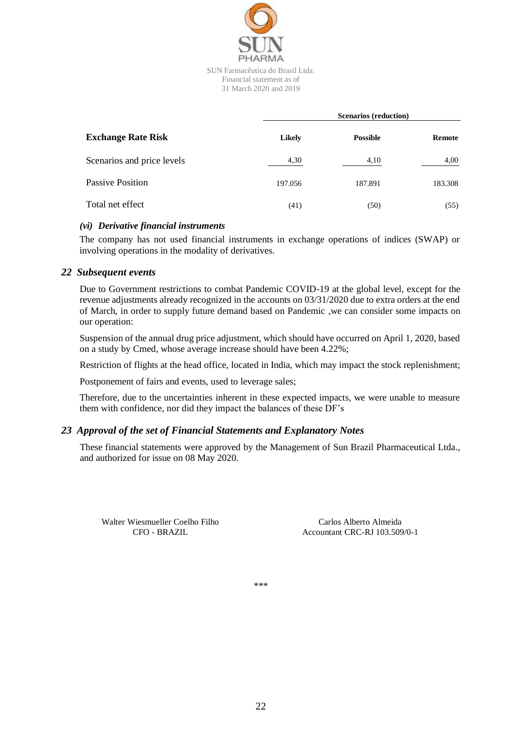| | Scenarios (reduction) | | |
|---|---|---|---|
| **Exchange Rate Risk** | **Likely** | **Possible** | **Remote** |
| Scenarios and price levels | 4,30 | 4,10 | 4,00 |
| Passive Position | 197.056 | 187.891 | 183.308 |
| Total net effect | (41) | (50) | (55) |

***(vi) Derivative financial instruments***

The company has not used financial instruments in exchange operations of indices (SWAP) or involving operations in the modality of derivatives.

## *22 Subsequent events*

Due to Government restrictions to combat Pandemic COVID-19 at the global level, except for the revenue adjustments already recognized in the accounts on 03/31/2020 due to extra orders at the end of March, in order to supply future demand based on Pandemic ,we can consider some impacts on our operation:

Suspension of the annual drug price adjustment, which should have occurred on April 1, 2020, based on a study by Cmed, whose average increase should have been 4.22%;

Restriction of flights at the head office, located in India, which may impact the stock replenishment;

Postponement of fairs and events, used to leverage sales;

Therefore, due to the uncertainties inherent in these expected impacts, we were unable to measure them with confidence, nor did they impact the balances of these DF's

## *23 Approval of the set of Financial Statements and Explanatory Notes*

These financial statements were approved by the Management of Sun Brazil Pharmaceutical Ltda., and authorized for issue on 08 May 2020.

Walter Wiesmueller Coelho Filho
CFO - BRAZIL

Carlos Alberto Almeida
Accountant CRC-RJ 103.509/0-1

\*\*\*